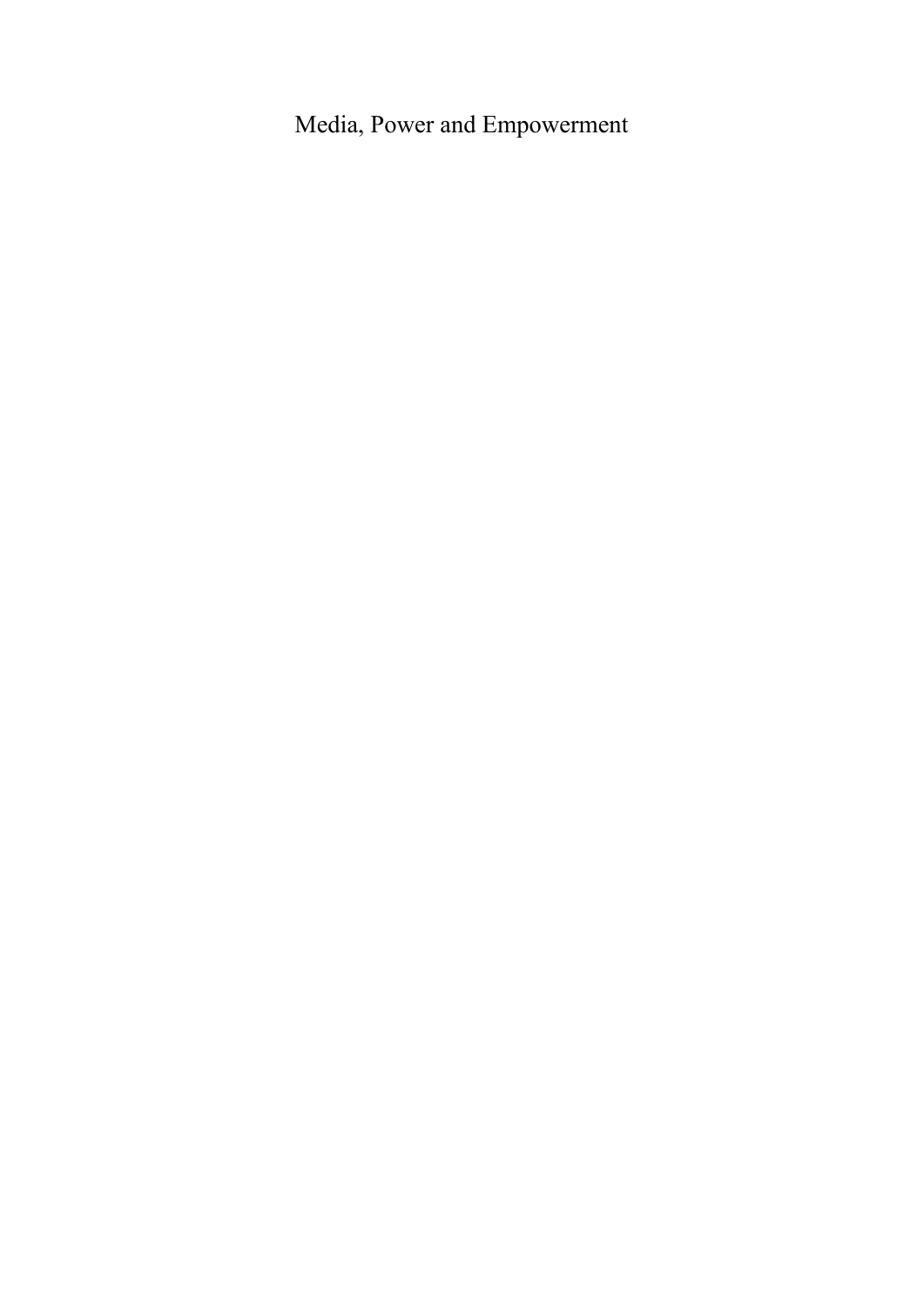# Media, Power and Empowerment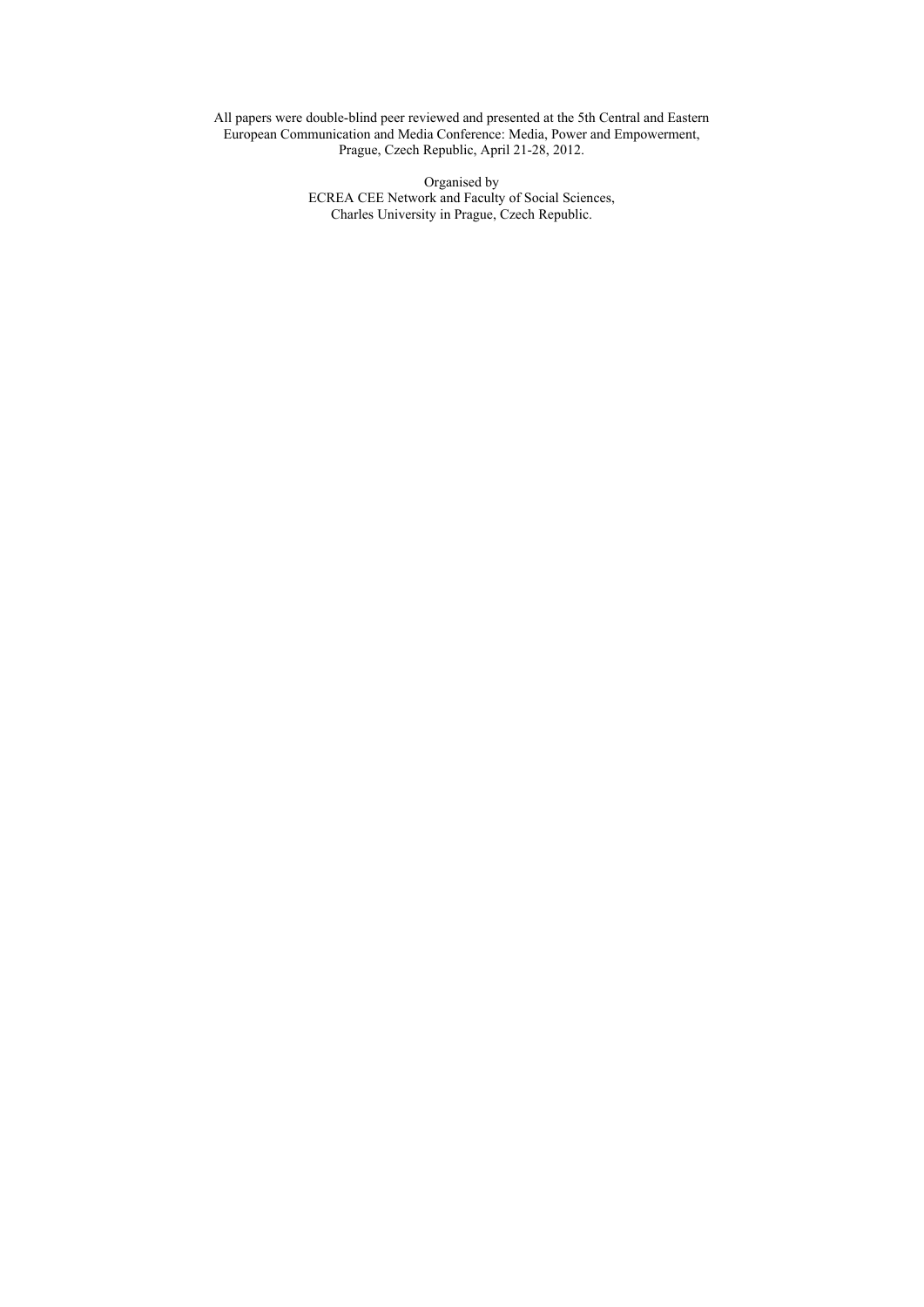All papers were double-blind peer reviewed and presented at the 5th Central and Eastern European Communication and Media Conference: Media, Power and Empowerment, Prague, Czech Republic, April 21-28, 2012.

Organised by
ECREA CEE Network and Faculty of Social Sciences,
Charles University in Prague, Czech Republic.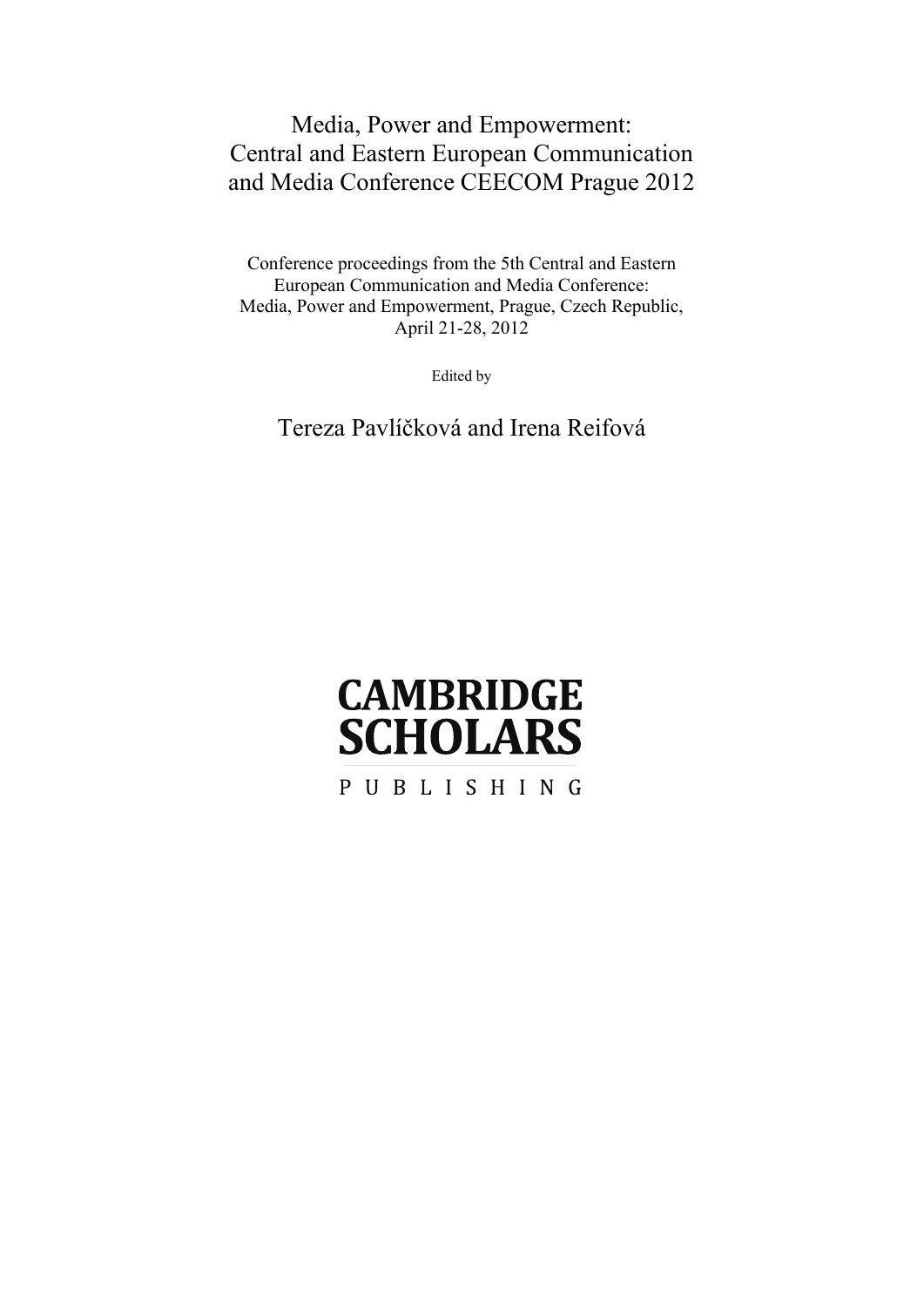# Media, Power and Empowerment: Central and Eastern European Communication and Media Conference CEECOM Prague 2012

Conference proceedings from the 5th Central and Eastern European Communication and Media Conference: Media, Power and Empowerment, Prague, Czech Republic, April 21-28, 2012

Edited by

## Tereza Pavlíčková and Irena Reifová

**CAMBRIDGE SCHOLARS**

PUBLISHING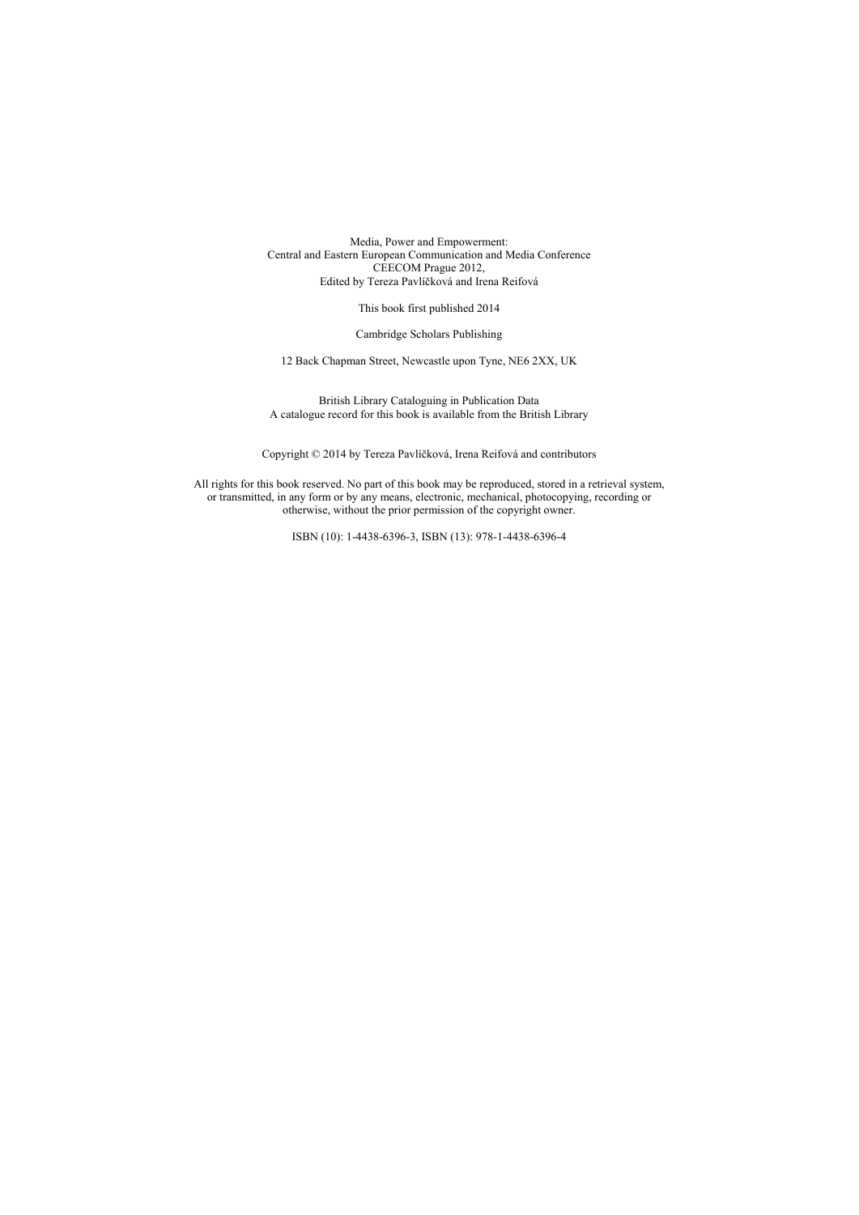Media, Power and Empowerment:
Central and Eastern European Communication and Media Conference
CEECOM Prague 2012,
Edited by Tereza Pavlíčková and Irena Reifová

This book first published 2014

Cambridge Scholars Publishing

12 Back Chapman Street, Newcastle upon Tyne, NE6 2XX, UK

British Library Cataloguing in Publication Data
A catalogue record for this book is available from the British Library

Copyright © 2014 by Tereza Pavlíčková, Irena Reifová and contributors

All rights for this book reserved. No part of this book may be reproduced, stored in a retrieval system, or transmitted, in any form or by any means, electronic, mechanical, photocopying, recording or otherwise, without the prior permission of the copyright owner.

ISBN (10): 1-4438-6396-3, ISBN (13): 978-1-4438-6396-4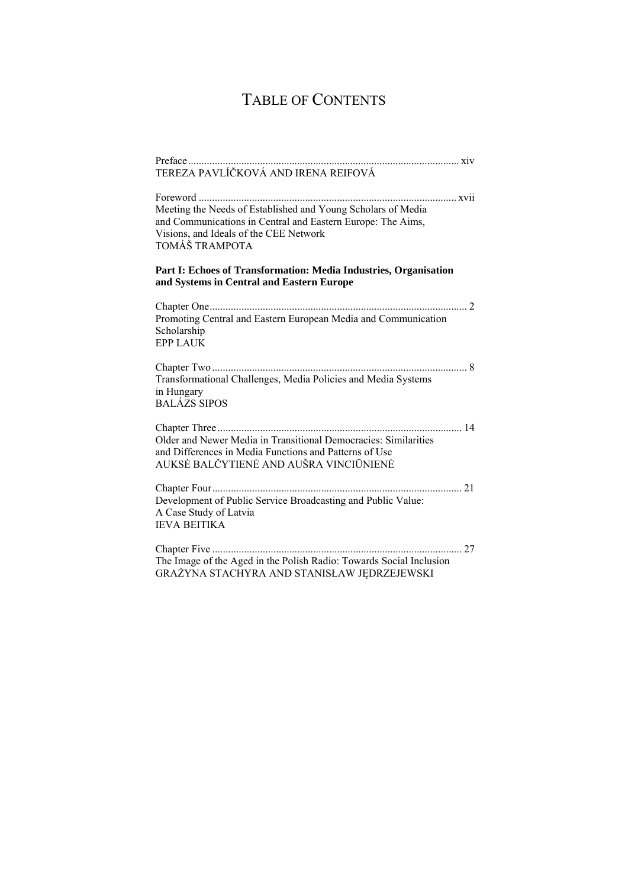# TABLE OF CONTENTS

Preface ..................................................................................................... xiv
TEREZA PAVLÍČKOVÁ AND IRENA REIFOVÁ

Foreword ................................................................................................ xvii
Meeting the Needs of Established and Young Scholars of Media and Communications in Central and Eastern Europe: The Aims, Visions, and Ideals of the CEE Network
TOMÁŠ TRAMPOTA

**Part I: Echoes of Transformation: Media Industries, Organisation and Systems in Central and Eastern Europe**

Chapter One ................................................................................................ 2
Promoting Central and Eastern European Media and Communication Scholarship
EPP LAUK

Chapter Two ............................................................................................... 8
Transformational Challenges, Media Policies and Media Systems in Hungary
BALÁZS SIPOS

Chapter Three ........................................................................................... 14
Older and Newer Media in Transitional Democracies: Similarities and Differences in Media Functions and Patterns of Use
AUKSĖ BALČYTIENĖ AND AUŠRA VINCIŪNIENĖ

Chapter Four ............................................................................................. 21
Development of Public Service Broadcasting and Public Value: A Case Study of Latvia
IEVA BEITIKA

Chapter Five ............................................................................................. 27
The Image of the Aged in the Polish Radio: Towards Social Inclusion
GRAŻYNA STACHYRA AND STANISŁAW JĘDRZEJEWSKI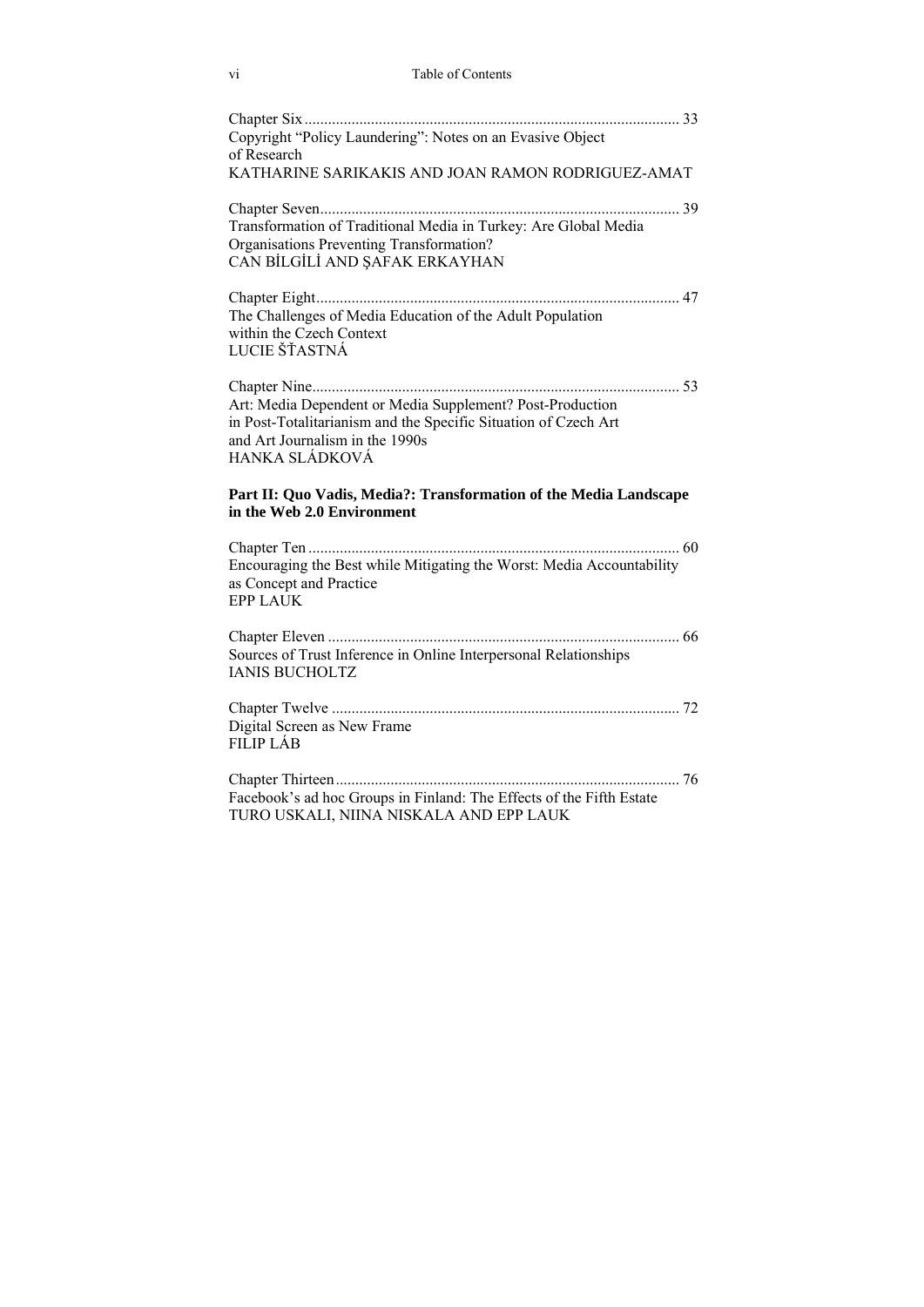Chapter Six ............................................................................................... 33
Copyright "Policy Laundering": Notes on an Evasive Object of Research
KATHARINE SARIKAKIS AND JOAN RAMON RODRIGUEZ-AMAT

Chapter Seven........................................................................................... 39
Transformation of Traditional Media in Turkey: Are Global Media Organisations Preventing Transformation?
CAN BİLGİLİ AND ŞAFAK ERKAYHAN

Chapter Eight............................................................................................ 47
The Challenges of Media Education of the Adult Population within the Czech Context
LUCIE ŠŤASTNÁ

Chapter Nine............................................................................................. 53
Art: Media Dependent or Media Supplement? Post-Production in Post-Totalitarianism and the Specific Situation of Czech Art and Art Journalism in the 1990s
HANKA SLÁDKOVÁ

**Part II: Quo Vadis, Media?: Transformation of the Media Landscape in the Web 2.0 Environment**

Chapter Ten .............................................................................................. 60
Encouraging the Best while Mitigating the Worst: Media Accountability as Concept and Practice
EPP LAUK

Chapter Eleven ......................................................................................... 66
Sources of Trust Inference in Online Interpersonal Relationships
IANIS BUCHOLTZ

Chapter Twelve ........................................................................................ 72
Digital Screen as New Frame
FILIP LÁB

Chapter Thirteen....................................................................................... 76
Facebook's ad hoc Groups in Finland: The Effects of the Fifth Estate
TURO USKALI, NIINA NISKALA AND EPP LAUK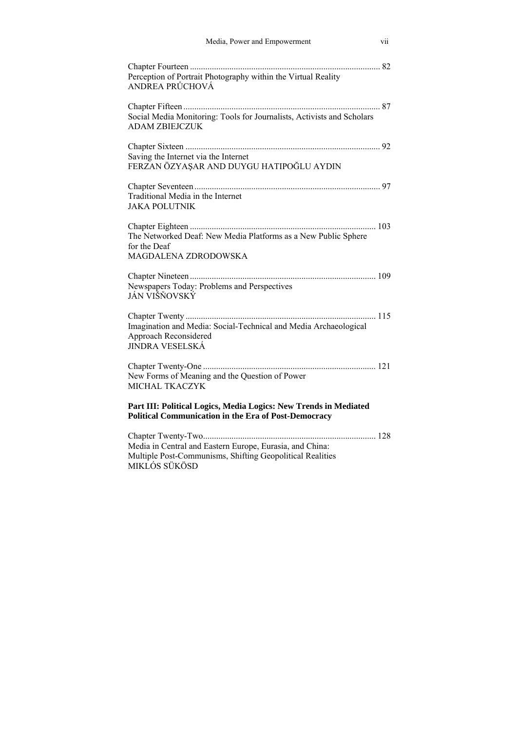Chapter Fourteen ...................................................................................... 82
Perception of Portrait Photography within the Virtual Reality
ANDREA PRŮCHOVÁ

Chapter Fifteen ......................................................................................... 87
Social Media Monitoring: Tools for Journalists, Activists and Scholars
ADAM ZBIEJCZUK

Chapter Sixteen ......................................................................................... 92
Saving the Internet via the Internet
FERZAN ÖZYAŞAR AND DUYGU HATIPOĞLU AYDIN

Chapter Seventeen .................................................................................... 97
Traditional Media in the Internet
JAKA POLUTNIK

Chapter Eighteen .................................................................................... 103
The Networked Deaf: New Media Platforms as a New Public Sphere
for the Deaf
MAGDALENA ZDRODOWSKA

Chapter Nineteen ..................................................................................... 109
Newspapers Today: Problems and Perspectives
JÁN VIŠŇOVSKÝ

Chapter Twenty ....................................................................................... 115
Imagination and Media: Social-Technical and Media Archaeological
Approach Reconsidered
JINDRA VESELSKÁ

Chapter Twenty-One ............................................................................... 121
New Forms of Meaning and the Question of Power
MICHAL TKACZYK

**Part III: Political Logics, Media Logics: New Trends in Mediated Political Communication in the Era of Post-Democracy**

Chapter Twenty-Two............................................................................... 128
Media in Central and Eastern Europe, Eurasia, and China:
Multiple Post-Communisms, Shifting Geopolitical Realities
MIKLÓS SÜKÖSD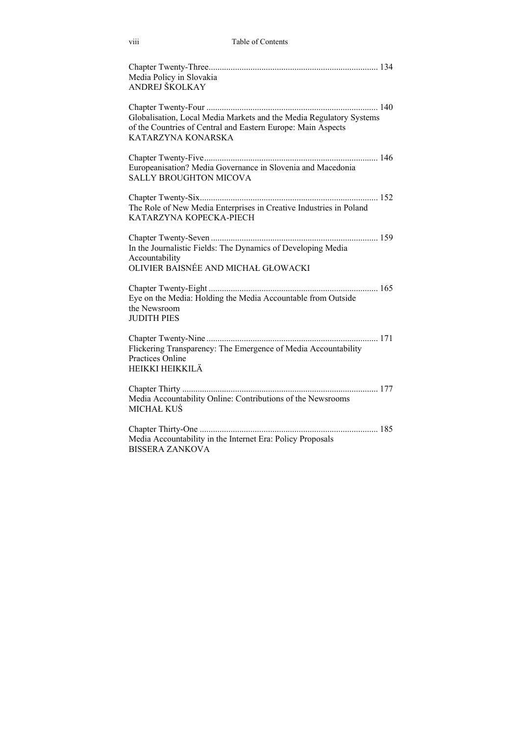Chapter Twenty-Three ............................................................................ 134
Media Policy in Slovakia
ANDREJ ŠKOLKAY

Chapter Twenty-Four ............................................................................ 140
Globalisation, Local Media Markets and the Media Regulatory Systems of the Countries of Central and Eastern Europe: Main Aspects
KATARZYNA KONARSKA

Chapter Twenty-Five ............................................................................. 146
Europeanisation? Media Governance in Slovenia and Macedonia
SALLY BROUGHTON MICOVA

Chapter Twenty-Six ............................................................................... 152
The Role of New Media Enterprises in Creative Industries in Poland
KATARZYNA KOPECKA-PIECH

Chapter Twenty-Seven ........................................................................... 159
In the Journalistic Fields: The Dynamics of Developing Media Accountability
OLIVIER BAISNÉE AND MICHAŁ GŁOWACKI

Chapter Twenty-Eight ............................................................................ 165
Eye on the Media: Holding the Media Accountable from Outside the Newsroom
JUDITH PIES

Chapter Twenty-Nine ............................................................................. 171
Flickering Transparency: The Emergence of Media Accountability Practices Online
HEIKKI HEIKKILÄ

Chapter Thirty ........................................................................................ 177
Media Accountability Online: Contributions of the Newsrooms
MICHAŁ KUŚ

Chapter Thirty-One ................................................................................ 185
Media Accountability in the Internet Era: Policy Proposals
BISSERA ZANKOVA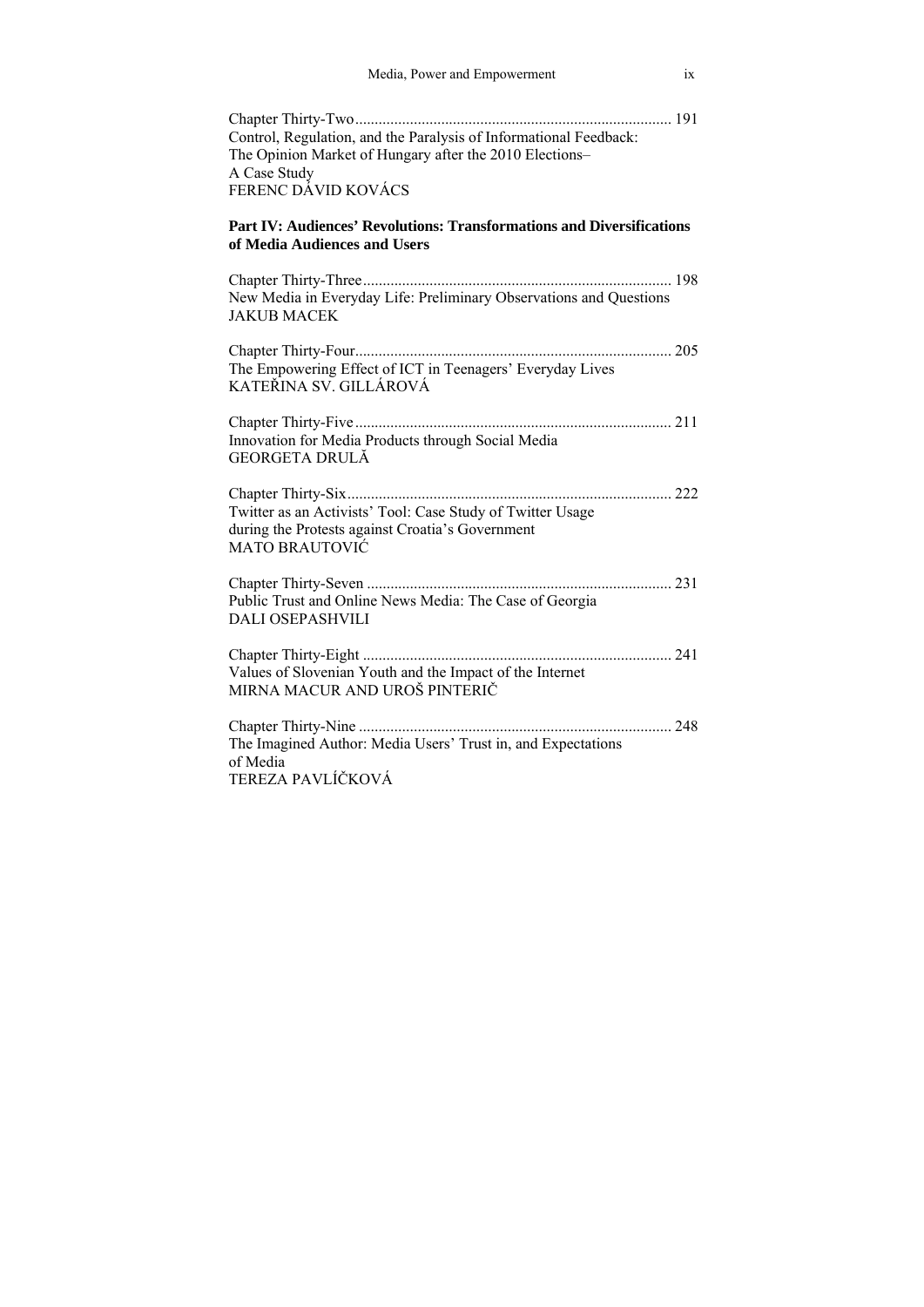Chapter Thirty-Two................................................................................ 191
Control, Regulation, and the Paralysis of Informational Feedback:
The Opinion Market of Hungary after the 2010 Elections–
A Case Study
FERENC DÁVID KOVÁCS

**Part IV: Audiences' Revolutions: Transformations and Diversifications of Media Audiences and Users**

Chapter Thirty-Three.............................................................................. 198
New Media in Everyday Life: Preliminary Observations and Questions
JAKUB MACEK

Chapter Thirty-Four................................................................................ 205
The Empowering Effect of ICT in Teenagers' Everyday Lives
KATEŘINA SV. GILLÁROVÁ

Chapter Thirty-Five................................................................................ 211
Innovation for Media Products through Social Media
GEORGETA DRULĂ

Chapter Thirty-Six.................................................................................. 222
Twitter as an Activists' Tool: Case Study of Twitter Usage
during the Protests against Croatia's Government
MATO BRAUTOVIĆ

Chapter Thirty-Seven ............................................................................. 231
Public Trust and Online News Media: The Case of Georgia
DALI OSEPASHVILI

Chapter Thirty-Eight .............................................................................. 241
Values of Slovenian Youth and the Impact of the Internet
MIRNA MACUR AND UROŠ PINTERIČ

Chapter Thirty-Nine ............................................................................... 248
The Imagined Author: Media Users' Trust in, and Expectations
of Media
TEREZA PAVLÍČKOVÁ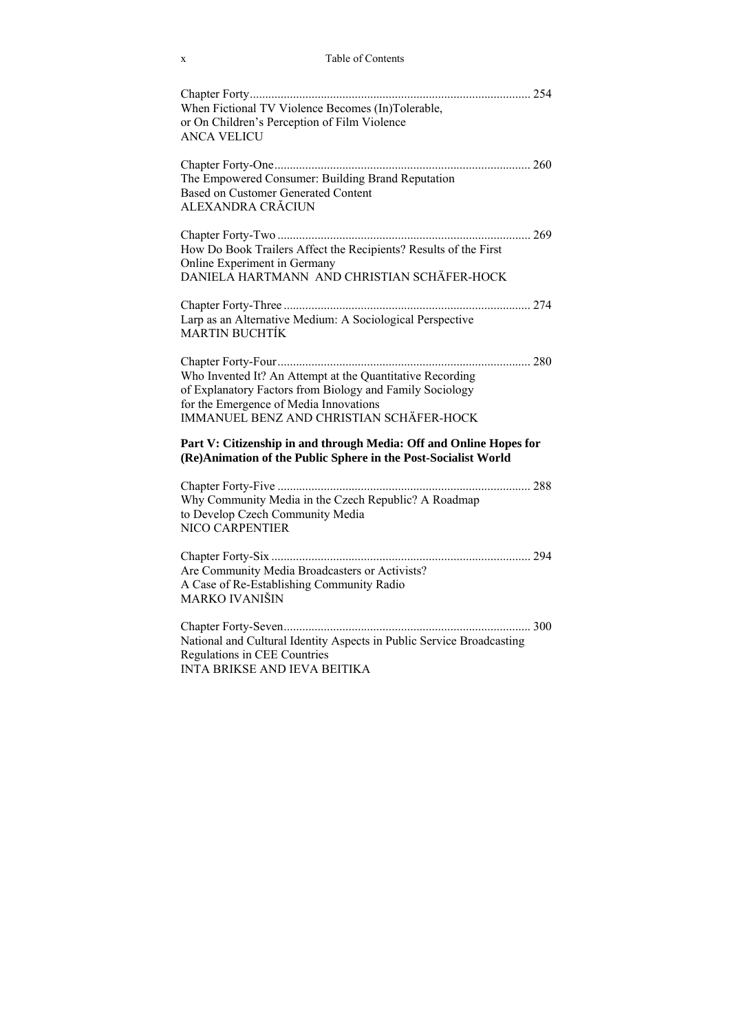Chapter Forty ........................................................................................ 254
When Fictional TV Violence Becomes (In)Tolerable,
or On Children's Perception of Film Violence
ANCA VELICU

Chapter Forty-One ................................................................................ 260
The Empowered Consumer: Building Brand Reputation
Based on Customer Generated Content
ALEXANDRA CRĂCIUN

Chapter Forty-Two ................................................................................ 269
How Do Book Trailers Affect the Recipients? Results of the First
Online Experiment in Germany
DANIELA HARTMANN AND CHRISTIAN SCHÄFER-HOCK

Chapter Forty-Three .............................................................................. 274
Larp as an Alternative Medium: A Sociological Perspective
MARTIN BUCHTÍK

Chapter Forty-Four ................................................................................ 280
Who Invented It? An Attempt at the Quantitative Recording
of Explanatory Factors from Biology and Family Sociology
for the Emergence of Media Innovations
IMMANUEL BENZ AND CHRISTIAN SCHÄFER-HOCK

**Part V: Citizenship in and through Media: Off and Online Hopes for (Re)Animation of the Public Sphere in the Post-Socialist World**

Chapter Forty-Five ................................................................................ 288
Why Community Media in the Czech Republic? A Roadmap
to Develop Czech Community Media
NICO CARPENTIER

Chapter Forty-Six .................................................................................. 294
Are Community Media Broadcasters or Activists?
A Case of Re-Establishing Community Radio
MARKO IVANIŠIN

Chapter Forty-Seven .............................................................................. 300
National and Cultural Identity Aspects in Public Service Broadcasting
Regulations in CEE Countries
INTA BRIKSE AND IEVA BEITIKA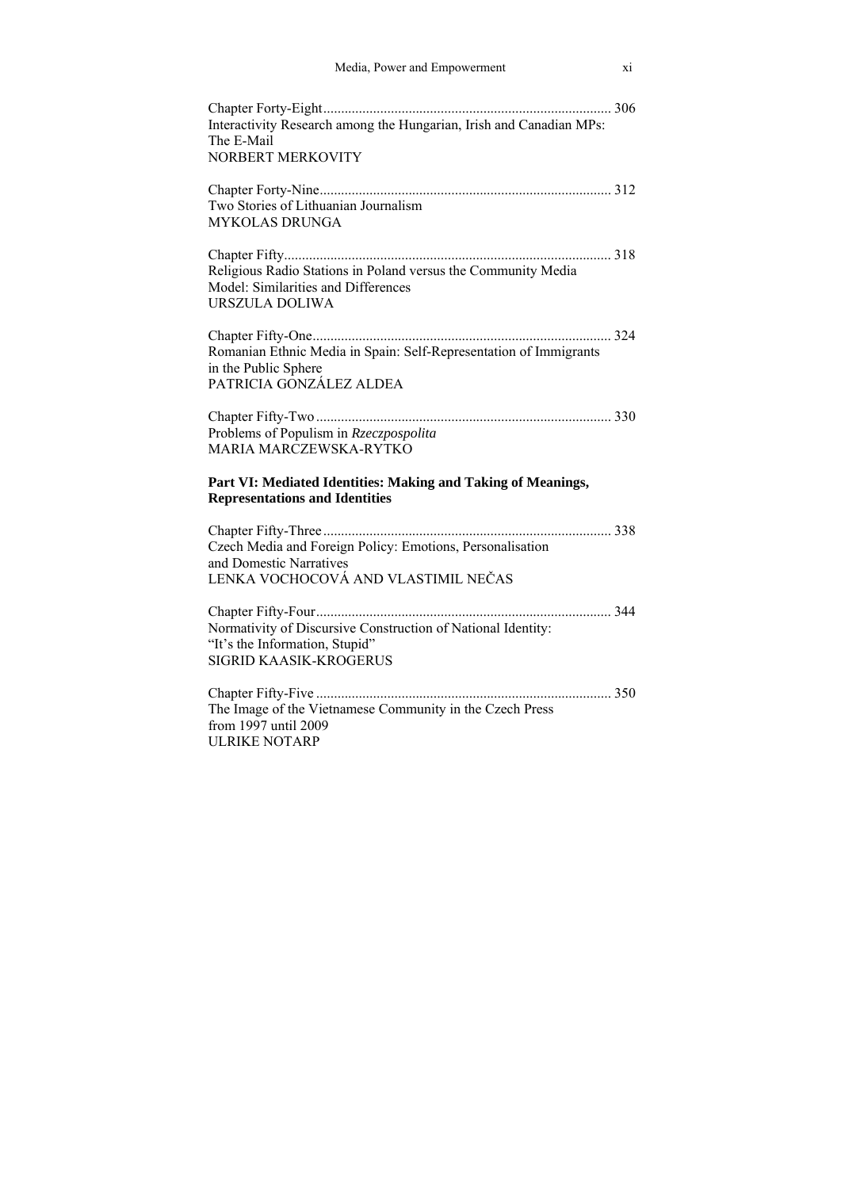Chapter Forty-Eight................................................................................. 306
Interactivity Research among the Hungarian, Irish and Canadian MPs: The E-Mail
NORBERT MERKOVITY

Chapter Forty-Nine.................................................................................. 312
Two Stories of Lithuanian Journalism
MYKOLAS DRUNGA

Chapter Fifty........................................................................................... 318
Religious Radio Stations in Poland versus the Community Media Model: Similarities and Differences
URSZULA DOLIWA

Chapter Fifty-One.................................................................................... 324
Romanian Ethnic Media in Spain: Self-Representation of Immigrants in the Public Sphere
PATRICIA GONZÁLEZ ALDEA

Chapter Fifty-Two ................................................................................... 330
Problems of Populism in *Rzeczpospolita*
MARIA MARCZEWSKA-RYTKO

**Part VI: Mediated Identities: Making and Taking of Meanings, Representations and Identities**

Chapter Fifty-Three ................................................................................. 338
Czech Media and Foreign Policy: Emotions, Personalisation and Domestic Narratives
LENKA VOCHOCOVÁ AND VLASTIMIL NEČAS

Chapter Fifty-Four................................................................................... 344
Normativity of Discursive Construction of National Identity: "It's the Information, Stupid"
SIGRID KAASIK-KROGERUS

Chapter Fifty-Five ................................................................................... 350
The Image of the Vietnamese Community in the Czech Press from 1997 until 2009
ULRIKE NOTARP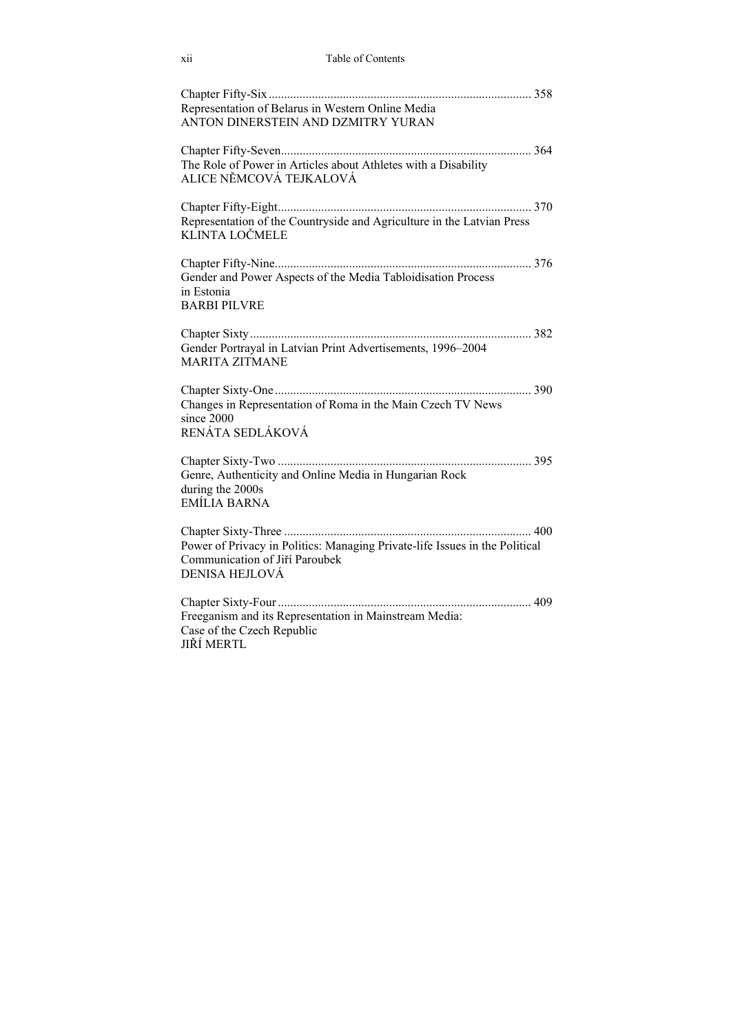Chapter Fifty-Six ..................................................................................... 358
Representation of Belarus in Western Online Media
ANTON DINERSTEIN AND DZMITRY YURAN

Chapter Fifty-Seven................................................................................. 364
The Role of Power in Articles about Athletes with a Disability
ALICE NĚMCOVÁ TEJKALOVÁ

Chapter Fifty-Eight.................................................................................. 370
Representation of the Countryside and Agriculture in the Latvian Press
KLINTA LOČMELE

Chapter Fifty-Nine................................................................................... 376
Gender and Power Aspects of the Media Tabloidisation Process
in Estonia
BARBI PILVRE

Chapter Sixty............................................................................................ 382
Gender Portrayal in Latvian Print Advertisements, 1996–2004
MARITA ZITMANE

Chapter Sixty-One.................................................................................... 390
Changes in Representation of Roma in the Main Czech TV News
since 2000
RENÁTA SEDLÁKOVÁ

Chapter Sixty-Two ................................................................................... 395
Genre, Authenticity and Online Media in Hungarian Rock
during the 2000s
EMÍLIA BARNA

Chapter Sixty-Three ................................................................................. 400
Power of Privacy in Politics: Managing Private-life Issues in the Political
Communication of Jiří Paroubek
DENISA HEJLOVÁ

Chapter Sixty-Four................................................................................... 409
Freeganism and its Representation in Mainstream Media:
Case of the Czech Republic
JIŘÍ MERTL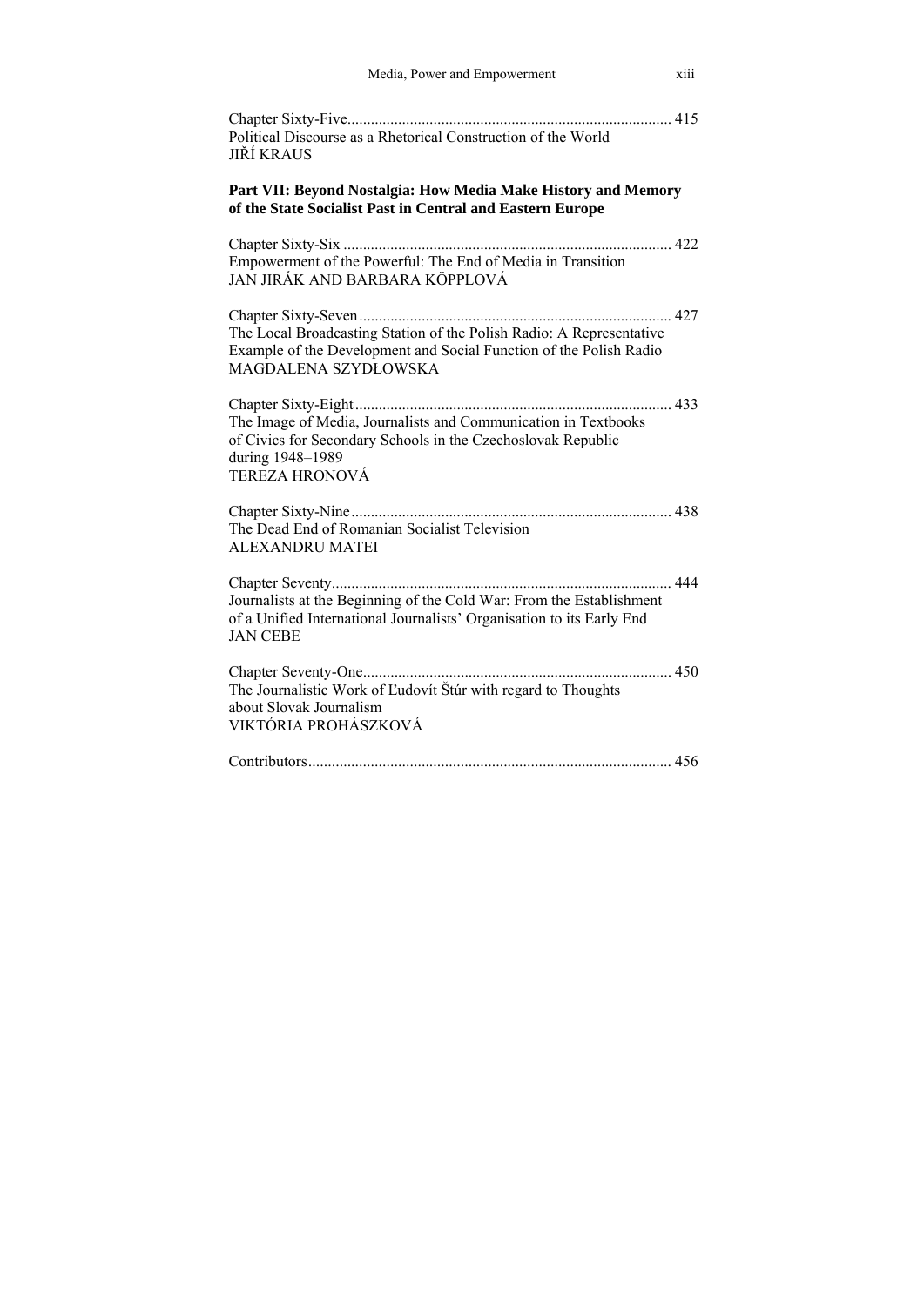Chapter Sixty-Five.................................................................................. 415
Political Discourse as a Rhetorical Construction of the World
JIŘÍ KRAUS

**Part VII: Beyond Nostalgia: How Media Make History and Memory of the State Socialist Past in Central and Eastern Europe**

Chapter Sixty-Six .................................................................................. 422
Empowerment of the Powerful: The End of Media in Transition
JAN JIRÁK AND BARBARA KÖPPLOVÁ

Chapter Sixty-Seven.............................................................................. 427
The Local Broadcasting Station of the Polish Radio: A Representative Example of the Development and Social Function of the Polish Radio
MAGDALENA SZYDŁOWSKA

Chapter Sixty-Eight............................................................................... 433
The Image of Media, Journalists and Communication in Textbooks of Civics for Secondary Schools in the Czechoslovak Republic during 1948–1989
TEREZA HRONOVÁ

Chapter Sixty-Nine................................................................................. 438
The Dead End of Romanian Socialist Television
ALEXANDRU MATEI

Chapter Seventy...................................................................................... 444
Journalists at the Beginning of the Cold War: From the Establishment of a Unified International Journalists' Organisation to its Early End
JAN CEBE

Chapter Seventy-One.............................................................................. 450
The Journalistic Work of Ľudovít Štúr with regard to Thoughts about Slovak Journalism
VIKTÓRIA PROHÁSZKOVÁ

Contributors........................................................................................... 456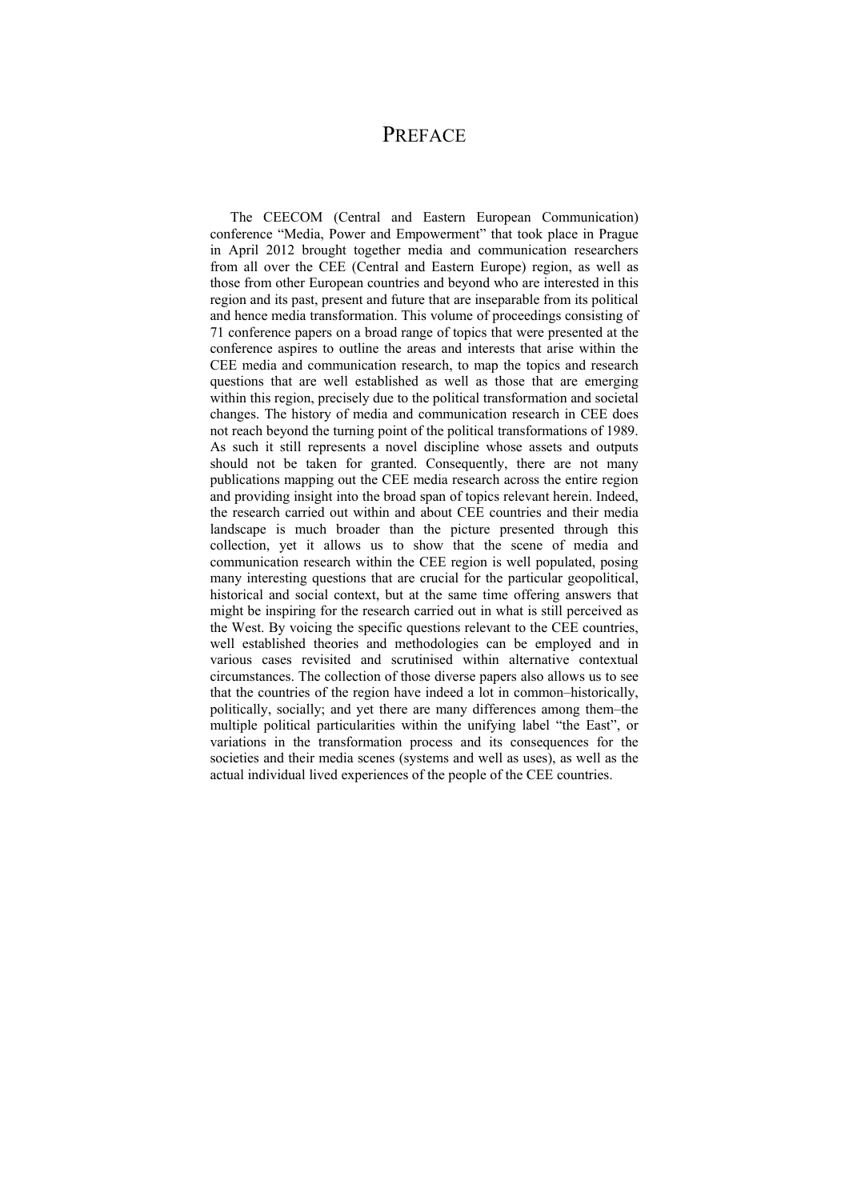# PREFACE

The CEECOM (Central and Eastern European Communication) conference "Media, Power and Empowerment" that took place in Prague in April 2012 brought together media and communication researchers from all over the CEE (Central and Eastern Europe) region, as well as those from other European countries and beyond who are interested in this region and its past, present and future that are inseparable from its political and hence media transformation. This volume of proceedings consisting of 71 conference papers on a broad range of topics that were presented at the conference aspires to outline the areas and interests that arise within the CEE media and communication research, to map the topics and research questions that are well established as well as those that are emerging within this region, precisely due to the political transformation and societal changes. The history of media and communication research in CEE does not reach beyond the turning point of the political transformations of 1989. As such it still represents a novel discipline whose assets and outputs should not be taken for granted. Consequently, there are not many publications mapping out the CEE media research across the entire region and providing insight into the broad span of topics relevant herein. Indeed, the research carried out within and about CEE countries and their media landscape is much broader than the picture presented through this collection, yet it allows us to show that the scene of media and communication research within the CEE region is well populated, posing many interesting questions that are crucial for the particular geopolitical, historical and social context, but at the same time offering answers that might be inspiring for the research carried out in what is still perceived as the West. By voicing the specific questions relevant to the CEE countries, well established theories and methodologies can be employed and in various cases revisited and scrutinised within alternative contextual circumstances. The collection of those diverse papers also allows us to see that the countries of the region have indeed a lot in common–historically, politically, socially; and yet there are many differences among them–the multiple political particularities within the unifying label "the East", or variations in the transformation process and its consequences for the societies and their media scenes (systems and well as uses), as well as the actual individual lived experiences of the people of the CEE countries.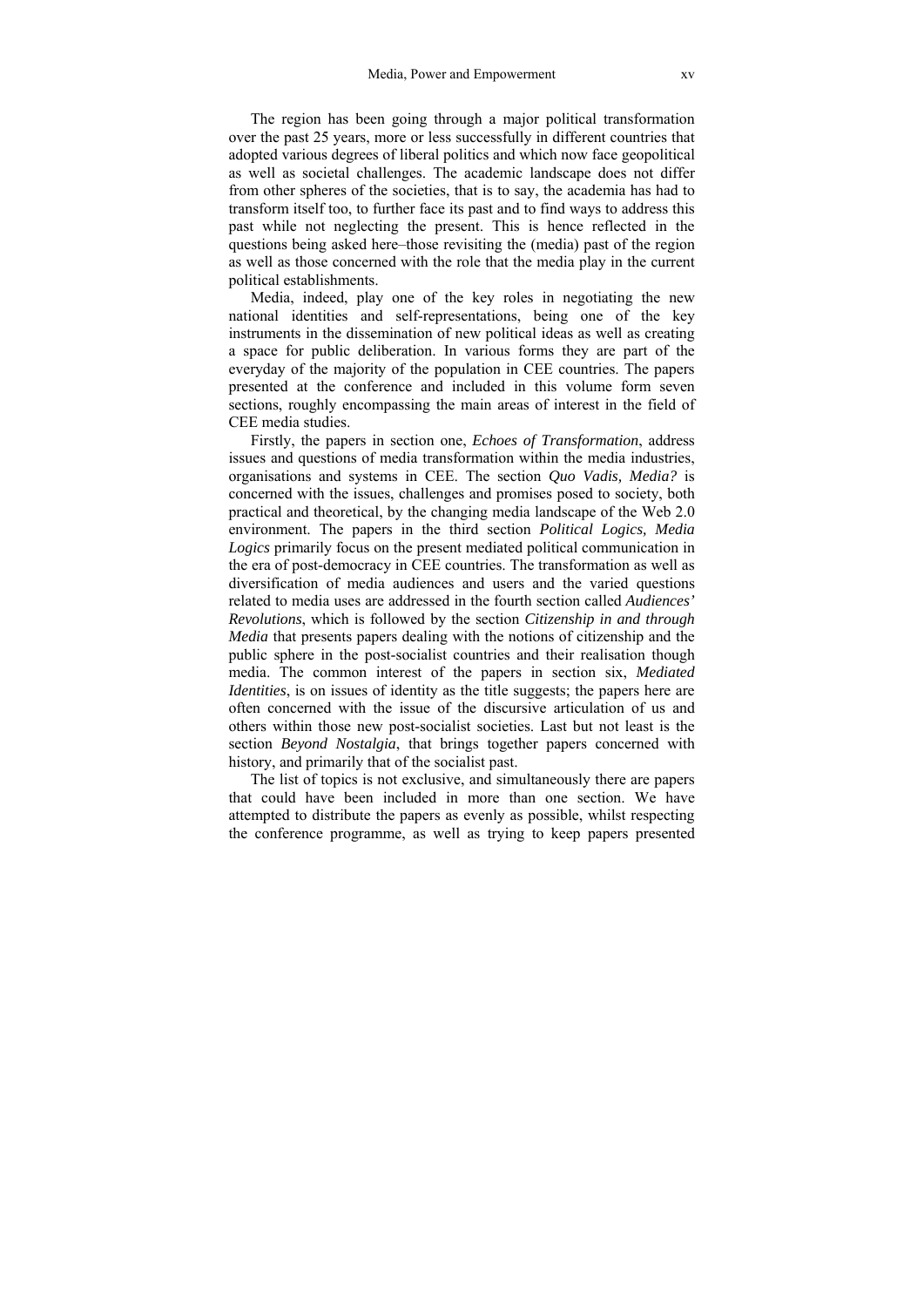The region has been going through a major political transformation over the past 25 years, more or less successfully in different countries that adopted various degrees of liberal politics and which now face geopolitical as well as societal challenges. The academic landscape does not differ from other spheres of the societies, that is to say, the academia has had to transform itself too, to further face its past and to find ways to address this past while not neglecting the present. This is hence reflected in the questions being asked here–those revisiting the (media) past of the region as well as those concerned with the role that the media play in the current political establishments.

Media, indeed, play one of the key roles in negotiating the new national identities and self-representations, being one of the key instruments in the dissemination of new political ideas as well as creating a space for public deliberation. In various forms they are part of the everyday of the majority of the population in CEE countries. The papers presented at the conference and included in this volume form seven sections, roughly encompassing the main areas of interest in the field of CEE media studies.

Firstly, the papers in section one, *Echoes of Transformation*, address issues and questions of media transformation within the media industries, organisations and systems in CEE. The section *Quo Vadis, Media?* is concerned with the issues, challenges and promises posed to society, both practical and theoretical, by the changing media landscape of the Web 2.0 environment. The papers in the third section *Political Logics, Media Logics* primarily focus on the present mediated political communication in the era of post-democracy in CEE countries. The transformation as well as diversification of media audiences and users and the varied questions related to media uses are addressed in the fourth section called *Audiences' Revolutions*, which is followed by the section *Citizenship in and through Media* that presents papers dealing with the notions of citizenship and the public sphere in the post-socialist countries and their realisation though media. The common interest of the papers in section six, *Mediated Identities*, is on issues of identity as the title suggests; the papers here are often concerned with the issue of the discursive articulation of us and others within those new post-socialist societies. Last but not least is the section *Beyond Nostalgia*, that brings together papers concerned with history, and primarily that of the socialist past.

The list of topics is not exclusive, and simultaneously there are papers that could have been included in more than one section. We have attempted to distribute the papers as evenly as possible, whilst respecting the conference programme, as well as trying to keep papers presented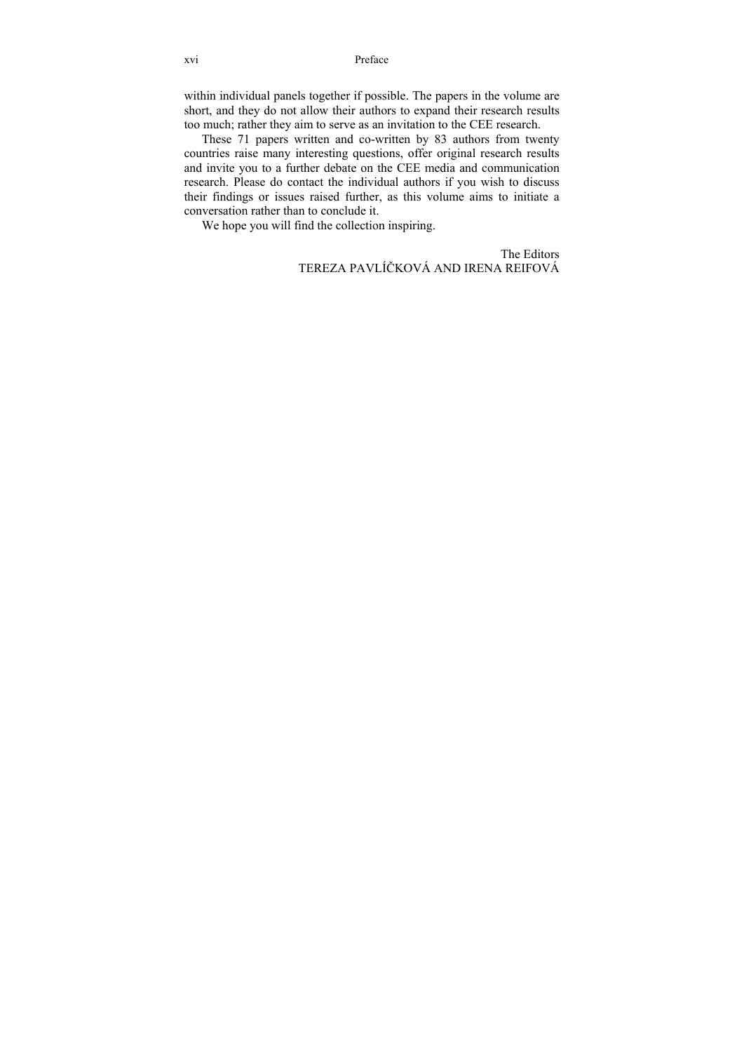within individual panels together if possible. The papers in the volume are short, and they do not allow their authors to expand their research results too much; rather they aim to serve as an invitation to the CEE research.

These 71 papers written and co-written by 83 authors from twenty countries raise many interesting questions, offer original research results and invite you to a further debate on the CEE media and communication research. Please do contact the individual authors if you wish to discuss their findings or issues raised further, as this volume aims to initiate a conversation rather than to conclude it.

We hope you will find the collection inspiring.

The Editors
TEREZA PAVLÍČKOVÁ AND IRENA REIFOVÁ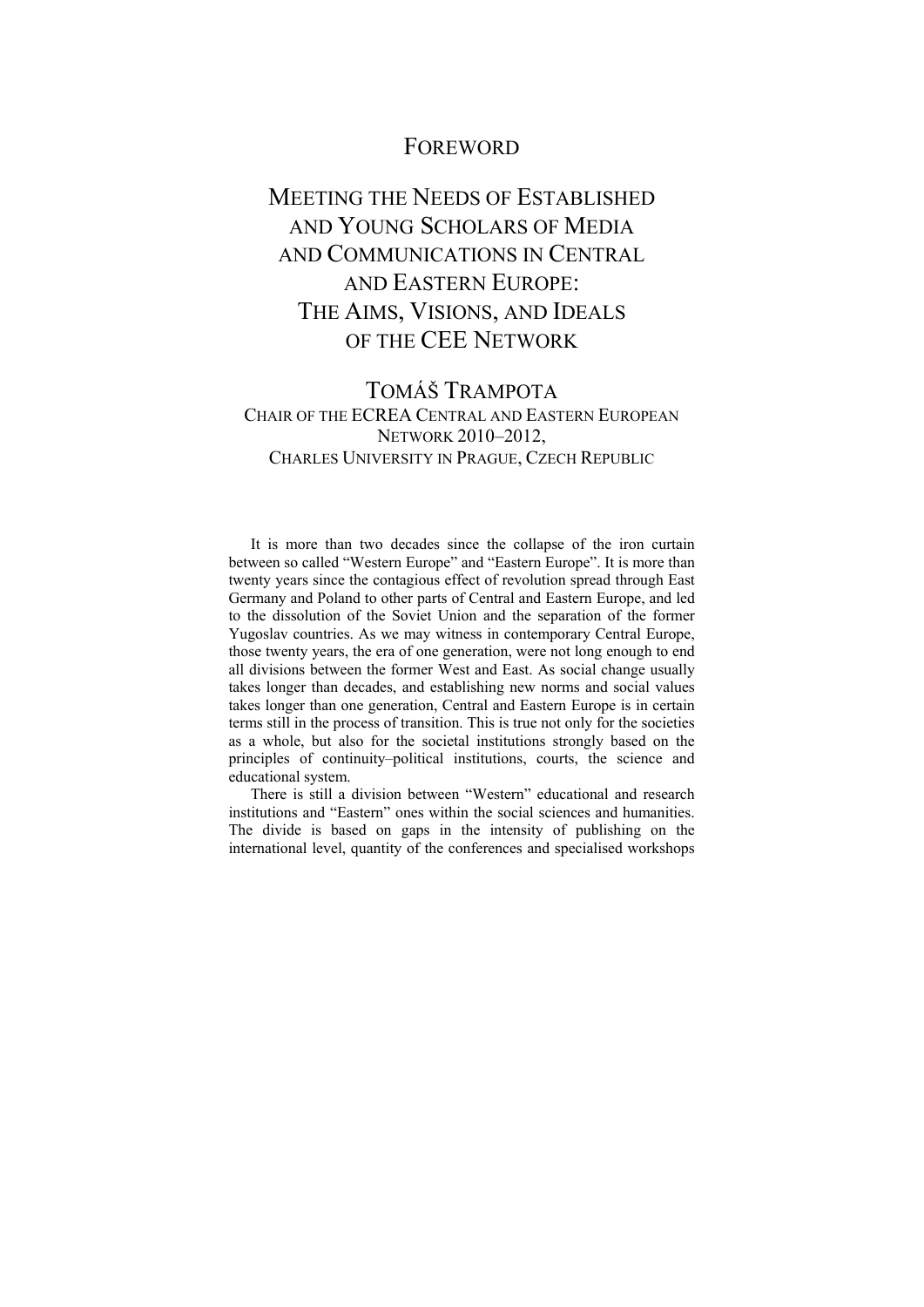# FOREWORD

## MEETING THE NEEDS OF ESTABLISHED AND YOUNG SCHOLARS OF MEDIA AND COMMUNICATIONS IN CENTRAL AND EASTERN EUROPE: THE AIMS, VISIONS, AND IDEALS OF THE CEE NETWORK

### TOMÁŠ TRAMPOTA

CHAIR OF THE ECREA CENTRAL AND EASTERN EUROPEAN NETWORK 2010–2012,
CHARLES UNIVERSITY IN PRAGUE, CZECH REPUBLIC

It is more than two decades since the collapse of the iron curtain between so called "Western Europe" and "Eastern Europe". It is more than twenty years since the contagious effect of revolution spread through East Germany and Poland to other parts of Central and Eastern Europe, and led to the dissolution of the Soviet Union and the separation of the former Yugoslav countries. As we may witness in contemporary Central Europe, those twenty years, the era of one generation, were not long enough to end all divisions between the former West and East. As social change usually takes longer than decades, and establishing new norms and social values takes longer than one generation, Central and Eastern Europe is in certain terms still in the process of transition. This is true not only for the societies as a whole, but also for the societal institutions strongly based on the principles of continuity–political institutions, courts, the science and educational system.

There is still a division between "Western" educational and research institutions and "Eastern" ones within the social sciences and humanities. The divide is based on gaps in the intensity of publishing on the international level, quantity of the conferences and specialised workshops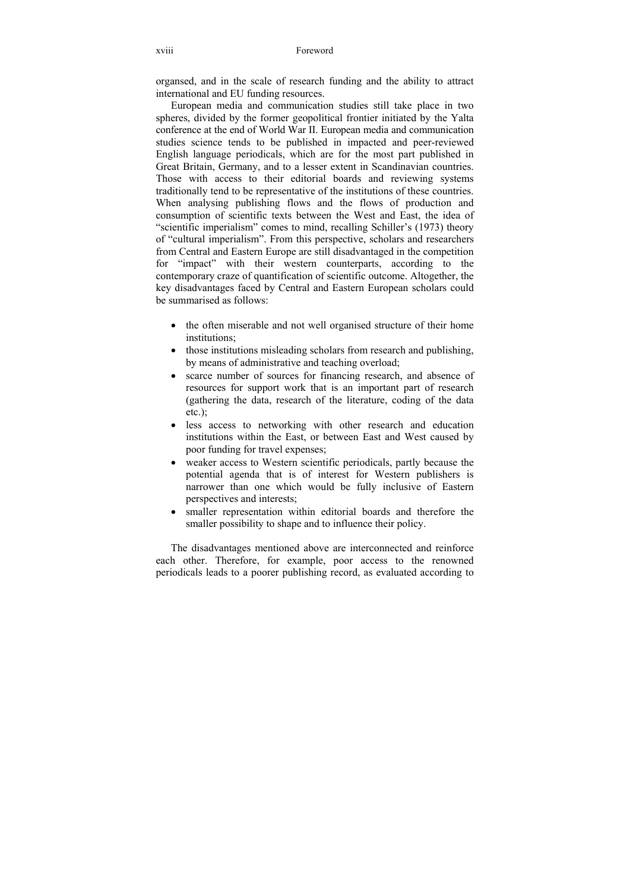organsed, and in the scale of research funding and the ability to attract international and EU funding resources.

European media and communication studies still take place in two spheres, divided by the former geopolitical frontier initiated by the Yalta conference at the end of World War II. European media and communication studies science tends to be published in impacted and peer-reviewed English language periodicals, which are for the most part published in Great Britain, Germany, and to a lesser extent in Scandinavian countries. Those with access to their editorial boards and reviewing systems traditionally tend to be representative of the institutions of these countries. When analysing publishing flows and the flows of production and consumption of scientific texts between the West and East, the idea of "scientific imperialism" comes to mind, recalling Schiller's (1973) theory of "cultural imperialism". From this perspective, scholars and researchers from Central and Eastern Europe are still disadvantaged in the competition for "impact" with their western counterparts, according to the contemporary craze of quantification of scientific outcome. Altogether, the key disadvantages faced by Central and Eastern European scholars could be summarised as follows:

- the often miserable and not well organised structure of their home institutions;
- those institutions misleading scholars from research and publishing, by means of administrative and teaching overload;
- scarce number of sources for financing research, and absence of resources for support work that is an important part of research (gathering the data, research of the literature, coding of the data etc.);
- less access to networking with other research and education institutions within the East, or between East and West caused by poor funding for travel expenses;
- weaker access to Western scientific periodicals, partly because the potential agenda that is of interest for Western publishers is narrower than one which would be fully inclusive of Eastern perspectives and interests;
- smaller representation within editorial boards and therefore the smaller possibility to shape and to influence their policy.

The disadvantages mentioned above are interconnected and reinforce each other. Therefore, for example, poor access to the renowned periodicals leads to a poorer publishing record, as evaluated according to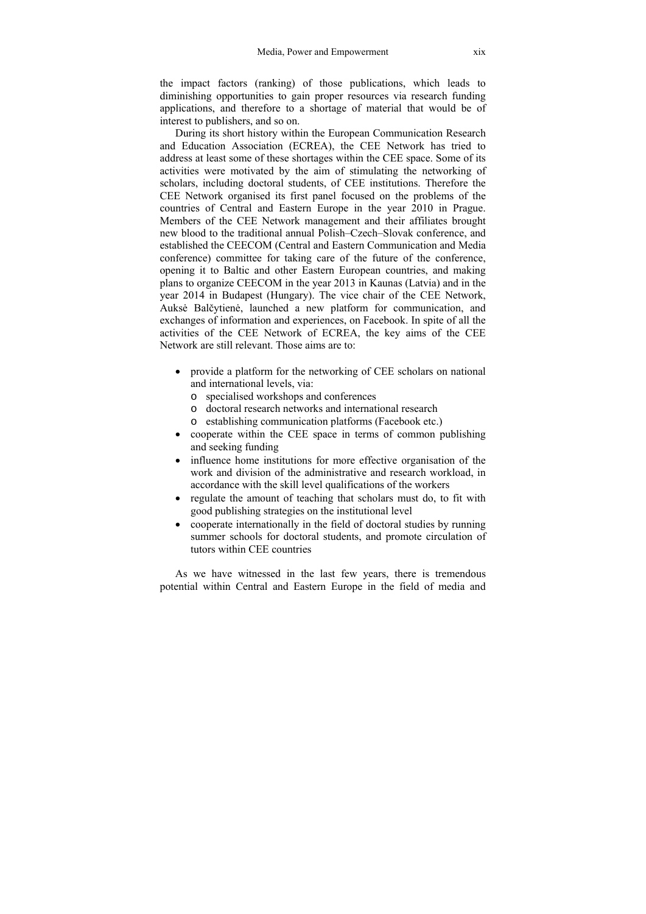the impact factors (ranking) of those publications, which leads to diminishing opportunities to gain proper resources via research funding applications, and therefore to a shortage of material that would be of interest to publishers, and so on.

During its short history within the European Communication Research and Education Association (ECREA), the CEE Network has tried to address at least some of these shortages within the CEE space. Some of its activities were motivated by the aim of stimulating the networking of scholars, including doctoral students, of CEE institutions. Therefore the CEE Network organised its first panel focused on the problems of the countries of Central and Eastern Europe in the year 2010 in Prague. Members of the CEE Network management and their affiliates brought new blood to the traditional annual Polish–Czech–Slovak conference, and established the CEECOM (Central and Eastern Communication and Media conference) committee for taking care of the future of the conference, opening it to Baltic and other Eastern European countries, and making plans to organize CEECOM in the year 2013 in Kaunas (Latvia) and in the year 2014 in Budapest (Hungary). The vice chair of the CEE Network, Auksė Balčytienė, launched a new platform for communication, and exchanges of information and experiences, on Facebook. In spite of all the activities of the CEE Network of ECREA, the key aims of the CEE Network are still relevant. Those aims are to:

- provide a platform for the networking of CEE scholars on national and international levels, via:
  - specialised workshops and conferences
  - doctoral research networks and international research
  - establishing communication platforms (Facebook etc.)
- cooperate within the CEE space in terms of common publishing and seeking funding
- influence home institutions for more effective organisation of the work and division of the administrative and research workload, in accordance with the skill level qualifications of the workers
- regulate the amount of teaching that scholars must do, to fit with good publishing strategies on the institutional level
- cooperate internationally in the field of doctoral studies by running summer schools for doctoral students, and promote circulation of tutors within CEE countries

As we have witnessed in the last few years, there is tremendous potential within Central and Eastern Europe in the field of media and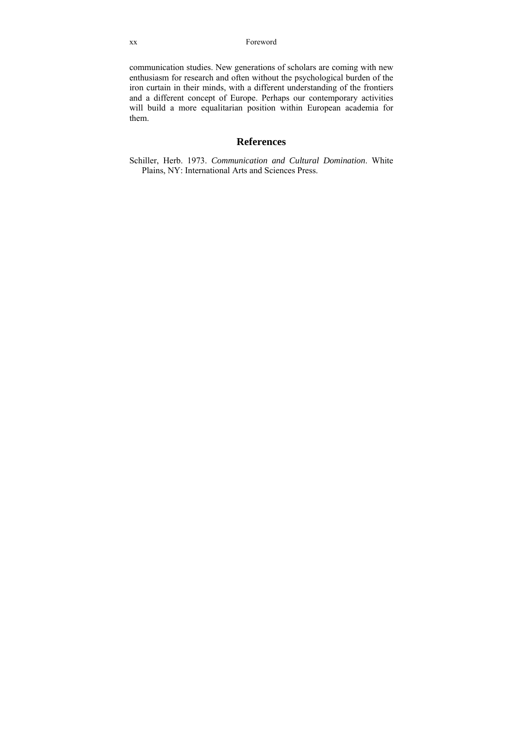communication studies. New generations of scholars are coming with new enthusiasm for research and often without the psychological burden of the iron curtain in their minds, with a different understanding of the frontiers and a different concept of Europe. Perhaps our contemporary activities will build a more equalitarian position within European academia for them.

## References

Schiller, Herb. 1973. *Communication and Cultural Domination*. White Plains, NY: International Arts and Sciences Press.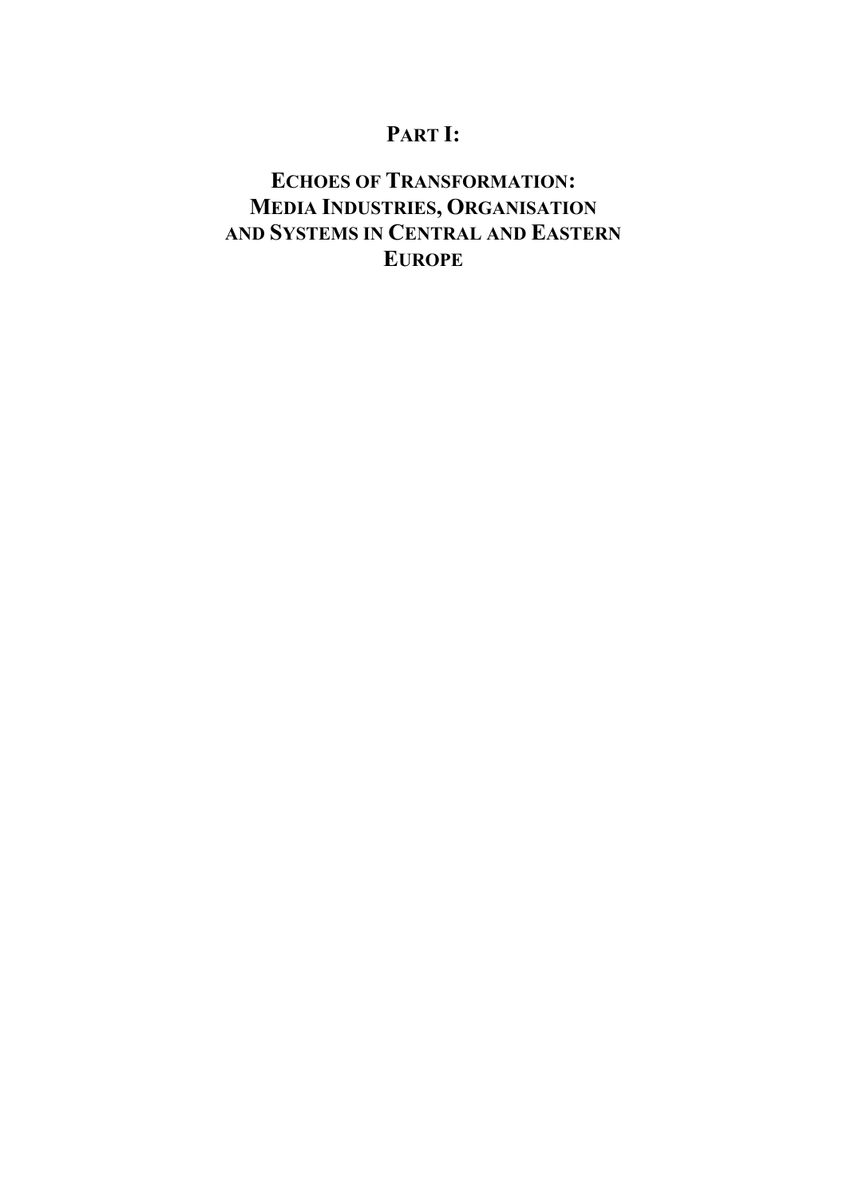# PART I:

# ECHOES OF TRANSFORMATION: MEDIA INDUSTRIES, ORGANISATION AND SYSTEMS IN CENTRAL AND EASTERN EUROPE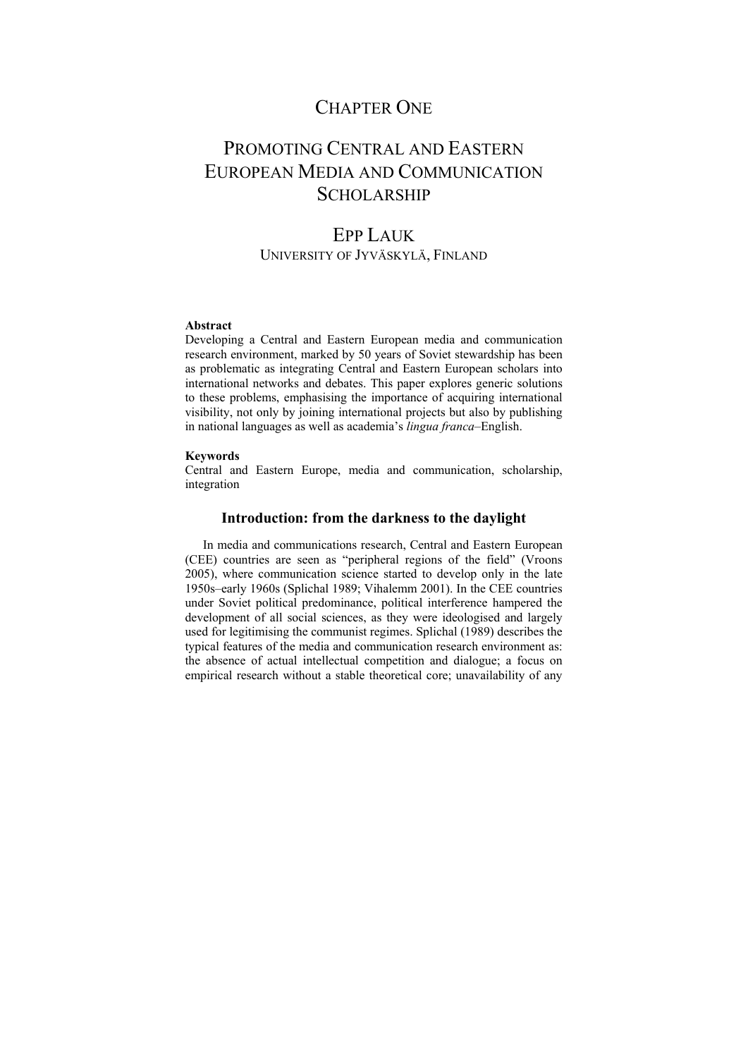# CHAPTER ONE

# PROMOTING CENTRAL AND EASTERN EUROPEAN MEDIA AND COMMUNICATION SCHOLARSHIP

## EPP LAUK

UNIVERSITY OF JYVÄSKYLÄ, FINLAND

**Abstract**

Developing a Central and Eastern European media and communication research environment, marked by 50 years of Soviet stewardship has been as problematic as integrating Central and Eastern European scholars into international networks and debates. This paper explores generic solutions to these problems, emphasising the importance of acquiring international visibility, not only by joining international projects but also by publishing in national languages as well as academia's *lingua franca*–English.

**Keywords**

Central and Eastern Europe, media and communication, scholarship, integration

### Introduction: from the darkness to the daylight

In media and communications research, Central and Eastern European (CEE) countries are seen as "peripheral regions of the field" (Vroons 2005), where communication science started to develop only in the late 1950s–early 1960s (Splichal 1989; Vihalemm 2001). In the CEE countries under Soviet political predominance, political interference hampered the development of all social sciences, as they were ideologised and largely used for legitimising the communist regimes. Splichal (1989) describes the typical features of the media and communication research environment as: the absence of actual intellectual competition and dialogue; a focus on empirical research without a stable theoretical core; unavailability of any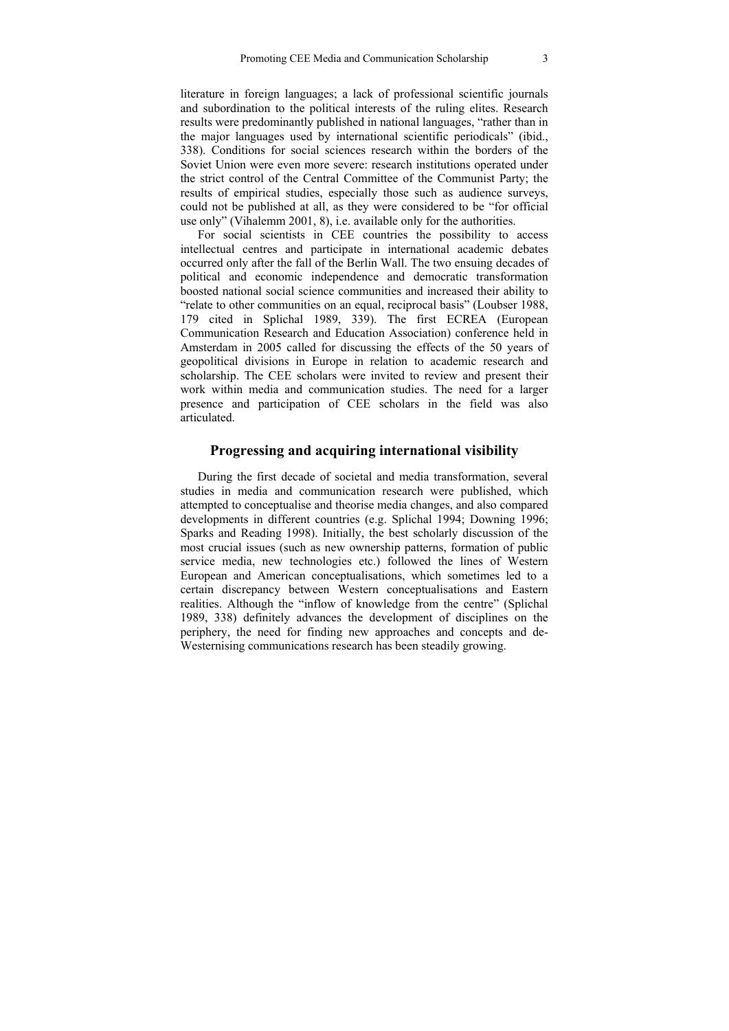literature in foreign languages; a lack of professional scientific journals and subordination to the political interests of the ruling elites. Research results were predominantly published in national languages, "rather than in the major languages used by international scientific periodicals" (ibid., 338). Conditions for social sciences research within the borders of the Soviet Union were even more severe: research institutions operated under the strict control of the Central Committee of the Communist Party; the results of empirical studies, especially those such as audience surveys, could not be published at all, as they were considered to be "for official use only" (Vihalemm 2001, 8), i.e. available only for the authorities.

For social scientists in CEE countries the possibility to access intellectual centres and participate in international academic debates occurred only after the fall of the Berlin Wall. The two ensuing decades of political and economic independence and democratic transformation boosted national social science communities and increased their ability to "relate to other communities on an equal, reciprocal basis" (Loubser 1988, 179 cited in Splichal 1989, 339). The first ECREA (European Communication Research and Education Association) conference held in Amsterdam in 2005 called for discussing the effects of the 50 years of geopolitical divisions in Europe in relation to academic research and scholarship. The CEE scholars were invited to review and present their work within media and communication studies. The need for a larger presence and participation of CEE scholars in the field was also articulated.

## Progressing and acquiring international visibility

During the first decade of societal and media transformation, several studies in media and communication research were published, which attempted to conceptualise and theorise media changes, and also compared developments in different countries (e.g. Splichal 1994; Downing 1996; Sparks and Reading 1998). Initially, the best scholarly discussion of the most crucial issues (such as new ownership patterns, formation of public service media, new technologies etc.) followed the lines of Western European and American conceptualisations, which sometimes led to a certain discrepancy between Western conceptualisations and Eastern realities. Although the "inflow of knowledge from the centre" (Splichal 1989, 338) definitely advances the development of disciplines on the periphery, the need for finding new approaches and concepts and de-Westernising communications research has been steadily growing.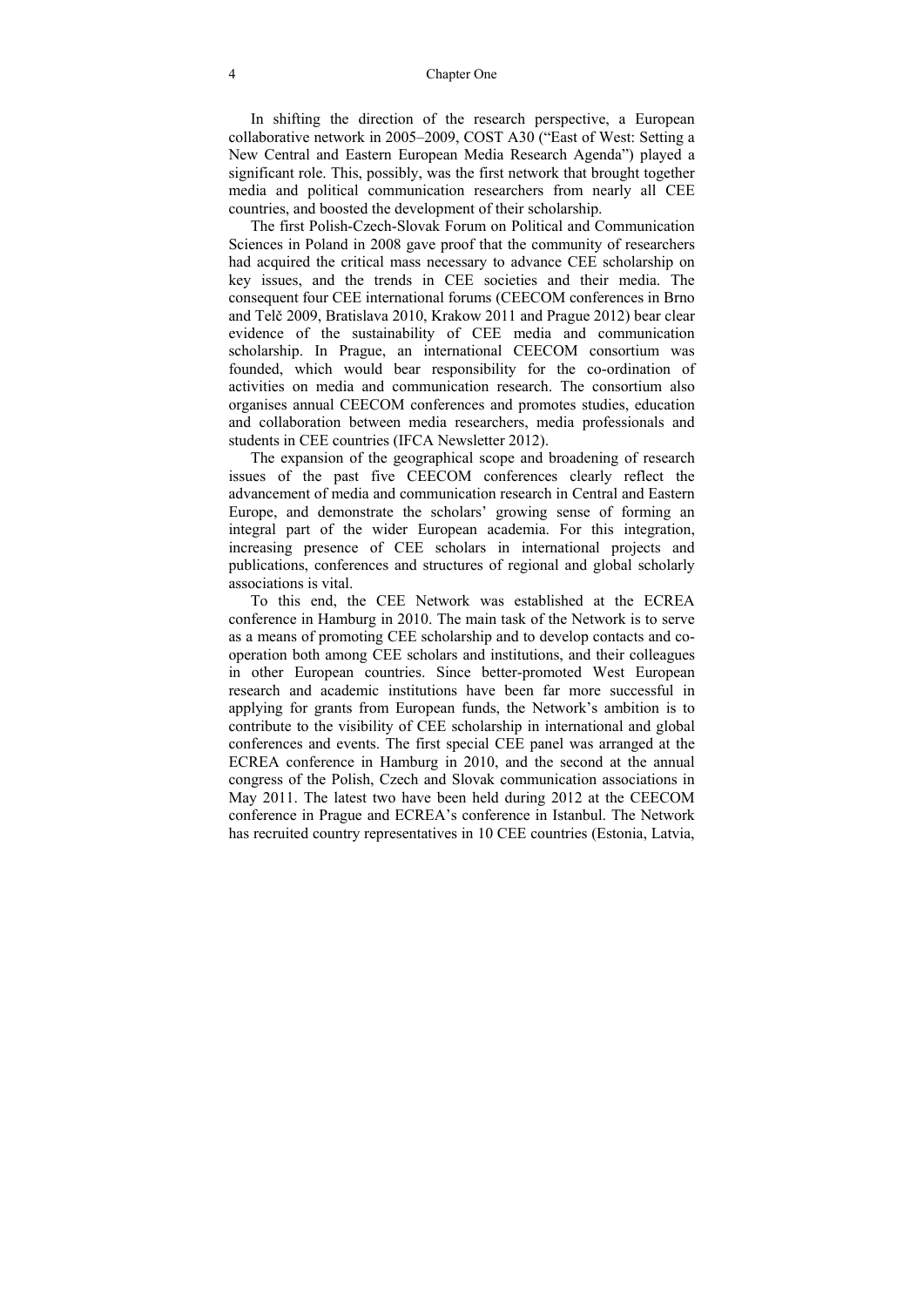In shifting the direction of the research perspective, a European collaborative network in 2005–2009, COST A30 ("East of West: Setting a New Central and Eastern European Media Research Agenda") played a significant role. This, possibly, was the first network that brought together media and political communication researchers from nearly all CEE countries, and boosted the development of their scholarship.

The first Polish-Czech-Slovak Forum on Political and Communication Sciences in Poland in 2008 gave proof that the community of researchers had acquired the critical mass necessary to advance CEE scholarship on key issues, and the trends in CEE societies and their media. The consequent four CEE international forums (CEECOM conferences in Brno and Telč 2009, Bratislava 2010, Krakow 2011 and Prague 2012) bear clear evidence of the sustainability of CEE media and communication scholarship. In Prague, an international CEECOM consortium was founded, which would bear responsibility for the co-ordination of activities on media and communication research. The consortium also organises annual CEECOM conferences and promotes studies, education and collaboration between media researchers, media professionals and students in CEE countries (IFCA Newsletter 2012).

The expansion of the geographical scope and broadening of research issues of the past five CEECOM conferences clearly reflect the advancement of media and communication research in Central and Eastern Europe, and demonstrate the scholars' growing sense of forming an integral part of the wider European academia. For this integration, increasing presence of CEE scholars in international projects and publications, conferences and structures of regional and global scholarly associations is vital.

To this end, the CEE Network was established at the ECREA conference in Hamburg in 2010. The main task of the Network is to serve as a means of promoting CEE scholarship and to develop contacts and co-operation both among CEE scholars and institutions, and their colleagues in other European countries. Since better-promoted West European research and academic institutions have been far more successful in applying for grants from European funds, the Network's ambition is to contribute to the visibility of CEE scholarship in international and global conferences and events. The first special CEE panel was arranged at the ECREA conference in Hamburg in 2010, and the second at the annual congress of the Polish, Czech and Slovak communication associations in May 2011. The latest two have been held during 2012 at the CEECOM conference in Prague and ECREA's conference in Istanbul. The Network has recruited country representatives in 10 CEE countries (Estonia, Latvia,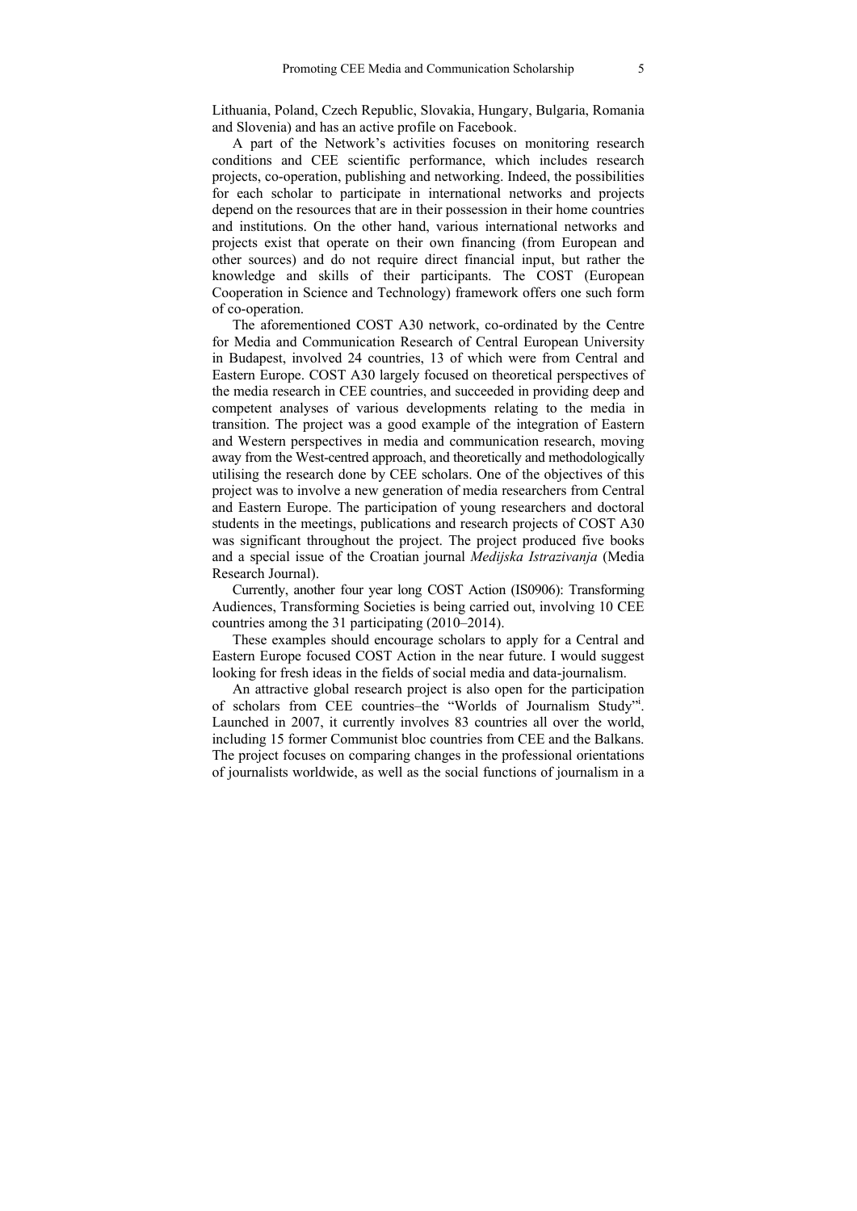Lithuania, Poland, Czech Republic, Slovakia, Hungary, Bulgaria, Romania and Slovenia) and has an active profile on Facebook.

A part of the Network's activities focuses on monitoring research conditions and CEE scientific performance, which includes research projects, co-operation, publishing and networking. Indeed, the possibilities for each scholar to participate in international networks and projects depend on the resources that are in their possession in their home countries and institutions. On the other hand, various international networks and projects exist that operate on their own financing (from European and other sources) and do not require direct financial input, but rather the knowledge and skills of their participants. The COST (European Cooperation in Science and Technology) framework offers one such form of co-operation.

The aforementioned COST A30 network, co-ordinated by the Centre for Media and Communication Research of Central European University in Budapest, involved 24 countries, 13 of which were from Central and Eastern Europe. COST A30 largely focused on theoretical perspectives of the media research in CEE countries, and succeeded in providing deep and competent analyses of various developments relating to the media in transition. The project was a good example of the integration of Eastern and Western perspectives in media and communication research, moving away from the West-centred approach, and theoretically and methodologically utilising the research done by CEE scholars. One of the objectives of this project was to involve a new generation of media researchers from Central and Eastern Europe. The participation of young researchers and doctoral students in the meetings, publications and research projects of COST A30 was significant throughout the project. The project produced five books and a special issue of the Croatian journal *Medijska Istrazivanja* (Media Research Journal).

Currently, another four year long COST Action (IS0906): Transforming Audiences, Transforming Societies is being carried out, involving 10 CEE countries among the 31 participating (2010–2014).

These examples should encourage scholars to apply for a Central and Eastern Europe focused COST Action in the near future. I would suggest looking for fresh ideas in the fields of social media and data-journalism.

An attractive global research project is also open for the participation of scholars from CEE countries–the "Worlds of Journalism Study"[i]. Launched in 2007, it currently involves 83 countries all over the world, including 15 former Communist bloc countries from CEE and the Balkans. The project focuses on comparing changes in the professional orientations of journalists worldwide, as well as the social functions of journalism in a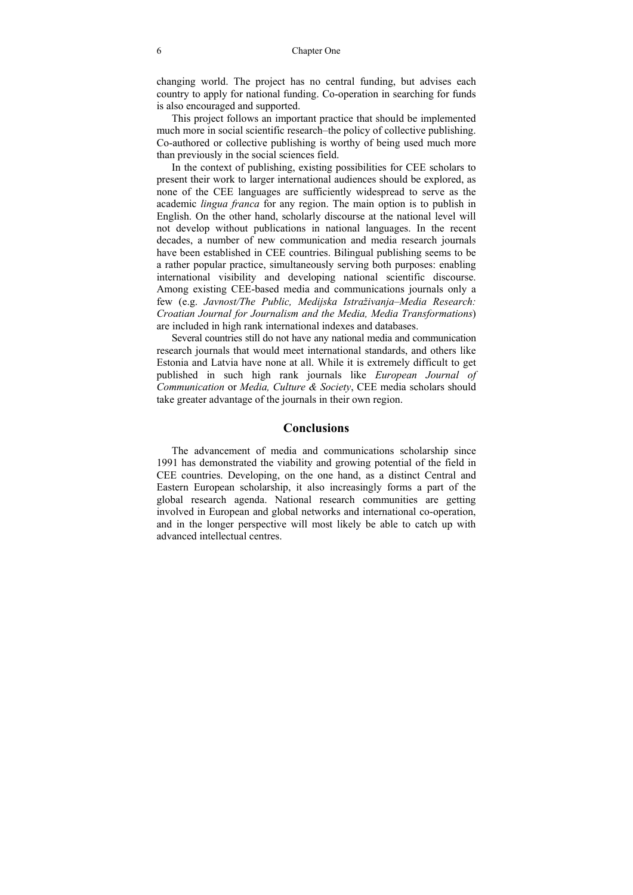changing world. The project has no central funding, but advises each country to apply for national funding. Co-operation in searching for funds is also encouraged and supported.

This project follows an important practice that should be implemented much more in social scientific research–the policy of collective publishing. Co-authored or collective publishing is worthy of being used much more than previously in the social sciences field.

In the context of publishing, existing possibilities for CEE scholars to present their work to larger international audiences should be explored, as none of the CEE languages are sufficiently widespread to serve as the academic *lingua franca* for any region. The main option is to publish in English. On the other hand, scholarly discourse at the national level will not develop without publications in national languages. In the recent decades, a number of new communication and media research journals have been established in CEE countries. Bilingual publishing seems to be a rather popular practice, simultaneously serving both purposes: enabling international visibility and developing national scientific discourse. Among existing CEE-based media and communications journals only a few (e.g. *Javnost/The Public, Medijska Istraživanja–Media Research: Croatian Journal for Journalism and the Media, Media Transformations*) are included in high rank international indexes and databases.

Several countries still do not have any national media and communication research journals that would meet international standards, and others like Estonia and Latvia have none at all. While it is extremely difficult to get published in such high rank journals like *European Journal of Communication* or *Media, Culture & Society*, CEE media scholars should take greater advantage of the journals in their own region.

## Conclusions

The advancement of media and communications scholarship since 1991 has demonstrated the viability and growing potential of the field in CEE countries. Developing, on the one hand, as a distinct Central and Eastern European scholarship, it also increasingly forms a part of the global research agenda. National research communities are getting involved in European and global networks and international co-operation, and in the longer perspective will most likely be able to catch up with advanced intellectual centres.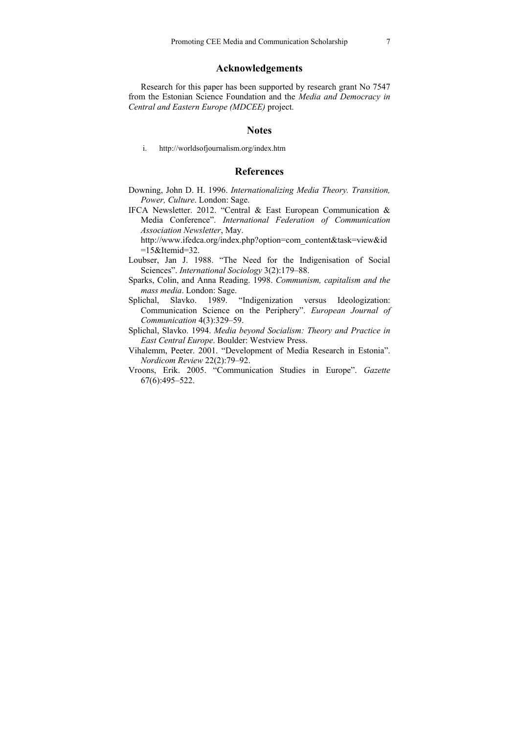## Acknowledgements

Research for this paper has been supported by research grant No 7547 from the Estonian Science Foundation and the *Media and Democracy in Central and Eastern Europe (MDCEE)* project.

## Notes

i. http://worldsofjournalism.org/index.htm

## References

Downing, John D. H. 1996. *Internationalizing Media Theory. Transition, Power, Culture*. London: Sage.

IFCA Newsletter. 2012. "Central & East European Communication & Media Conference". *International Federation of Communication Association Newsletter*, May. http://www.ifedca.org/index.php?option=com_content&task=view&id=15&Itemid=32.

Loubser, Jan J. 1988. "The Need for the Indigenisation of Social Sciences". *International Sociology* 3(2):179–88.

Sparks, Colin, and Anna Reading. 1998. *Communism, capitalism and the mass media*. London: Sage.

Splichal, Slavko. 1989. "Indigenization versus Ideologization: Communication Science on the Periphery". *European Journal of Communication* 4(3):329–59.

Splichal, Slavko. 1994. *Media beyond Socialism: Theory and Practice in East Central Europe*. Boulder: Westview Press.

Vihalemm, Peeter. 2001. "Development of Media Research in Estonia". *Nordicom Review* 22(2):79–92.

Vroons, Erik. 2005. "Communication Studies in Europe". *Gazette* 67(6):495–522.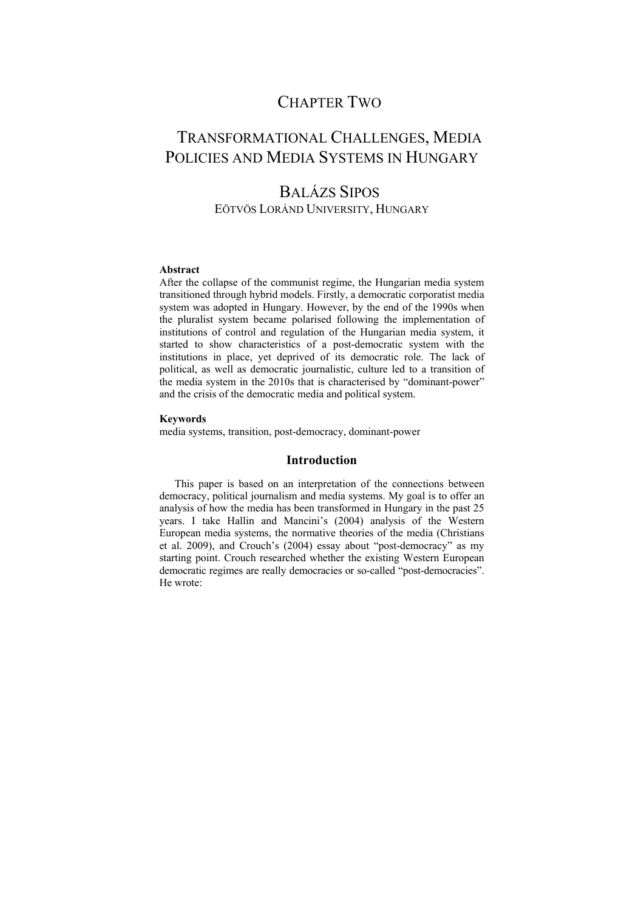# CHAPTER TWO

# TRANSFORMATIONAL CHALLENGES, MEDIA POLICIES AND MEDIA SYSTEMS IN HUNGARY

## BALÁZS SIPOS

EÖTVÖS LORÁND UNIVERSITY, HUNGARY

**Abstract**

After the collapse of the communist regime, the Hungarian media system transitioned through hybrid models. Firstly, a democratic corporatist media system was adopted in Hungary. However, by the end of the 1990s when the pluralist system became polarised following the implementation of institutions of control and regulation of the Hungarian media system, it started to show characteristics of a post-democratic system with the institutions in place, yet deprived of its democratic role. The lack of political, as well as democratic journalistic, culture led to a transition of the media system in the 2010s that is characterised by "dominant-power" and the crisis of the democratic media and political system.

**Keywords**

media systems, transition, post-democracy, dominant-power

## Introduction

This paper is based on an interpretation of the connections between democracy, political journalism and media systems. My goal is to offer an analysis of how the media has been transformed in Hungary in the past 25 years. I take Hallin and Mancini's (2004) analysis of the Western European media systems, the normative theories of the media (Christians et al. 2009), and Crouch's (2004) essay about "post-democracy" as my starting point. Crouch researched whether the existing Western European democratic regimes are really democracies or so-called "post-democracies". He wrote: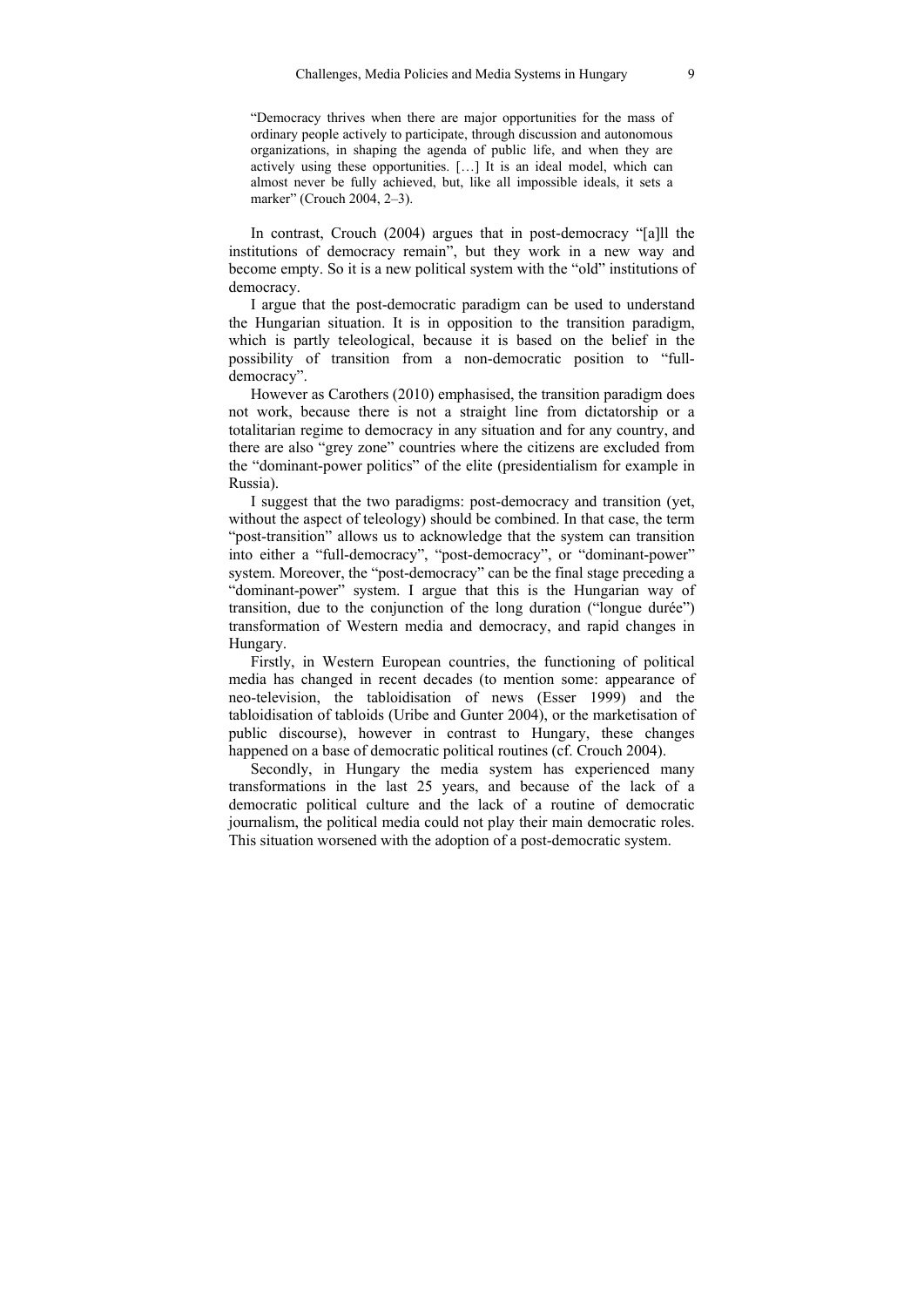> "Democracy thrives when there are major opportunities for the mass of ordinary people actively to participate, through discussion and autonomous organizations, in shaping the agenda of public life, and when they are actively using these opportunities. […] It is an ideal model, which can almost never be fully achieved, but, like all impossible ideals, it sets a marker" (Crouch 2004, 2–3).

In contrast, Crouch (2004) argues that in post-democracy "[a]ll the institutions of democracy remain", but they work in a new way and become empty. So it is a new political system with the "old" institutions of democracy.

I argue that the post-democratic paradigm can be used to understand the Hungarian situation. It is in opposition to the transition paradigm, which is partly teleological, because it is based on the belief in the possibility of transition from a non-democratic position to "full-democracy".

However as Carothers (2010) emphasised, the transition paradigm does not work, because there is not a straight line from dictatorship or a totalitarian regime to democracy in any situation and for any country, and there are also "grey zone" countries where the citizens are excluded from the "dominant-power politics" of the elite (presidentialism for example in Russia).

I suggest that the two paradigms: post-democracy and transition (yet, without the aspect of teleology) should be combined. In that case, the term "post-transition" allows us to acknowledge that the system can transition into either a "full-democracy", "post-democracy", or "dominant-power" system. Moreover, the "post-democracy" can be the final stage preceding a "dominant-power" system. I argue that this is the Hungarian way of transition, due to the conjunction of the long duration ("longue durée") transformation of Western media and democracy, and rapid changes in Hungary.

Firstly, in Western European countries, the functioning of political media has changed in recent decades (to mention some: appearance of neo-television, the tabloidisation of news (Esser 1999) and the tabloidisation of tabloids (Uribe and Gunter 2004), or the marketisation of public discourse), however in contrast to Hungary, these changes happened on a base of democratic political routines (cf. Crouch 2004).

Secondly, in Hungary the media system has experienced many transformations in the last 25 years, and because of the lack of a democratic political culture and the lack of a routine of democratic journalism, the political media could not play their main democratic roles. This situation worsened with the adoption of a post-democratic system.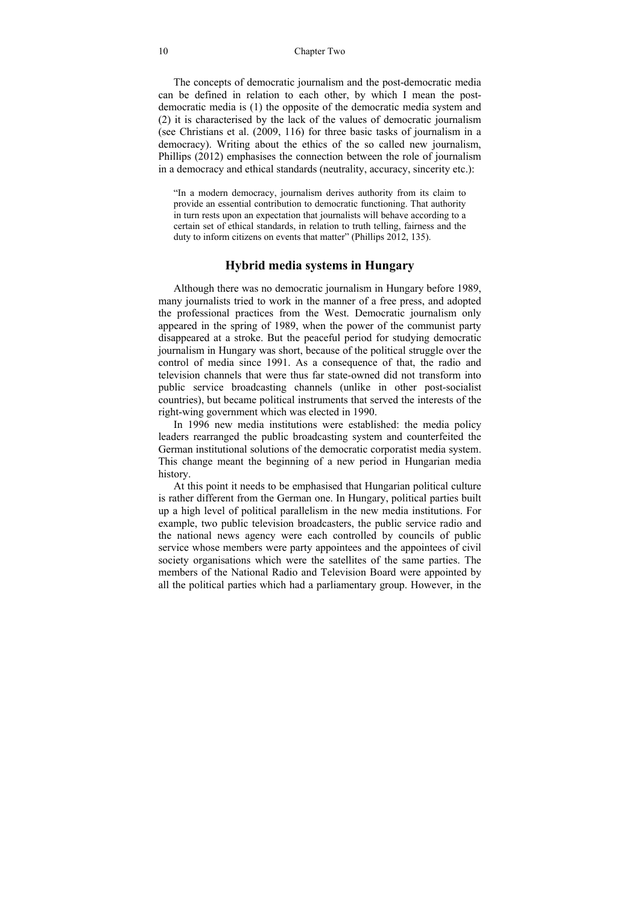The concepts of democratic journalism and the post-democratic media can be defined in relation to each other, by which I mean the post-democratic media is (1) the opposite of the democratic media system and (2) it is characterised by the lack of the values of democratic journalism (see Christians et al. (2009, 116) for three basic tasks of journalism in a democracy). Writing about the ethics of the so called new journalism, Phillips (2012) emphasises the connection between the role of journalism in a democracy and ethical standards (neutrality, accuracy, sincerity etc.):

> "In a modern democracy, journalism derives authority from its claim to provide an essential contribution to democratic functioning. That authority in turn rests upon an expectation that journalists will behave according to a certain set of ethical standards, in relation to truth telling, fairness and the duty to inform citizens on events that matter" (Phillips 2012, 135).

## Hybrid media systems in Hungary

Although there was no democratic journalism in Hungary before 1989, many journalists tried to work in the manner of a free press, and adopted the professional practices from the West. Democratic journalism only appeared in the spring of 1989, when the power of the communist party disappeared at a stroke. But the peaceful period for studying democratic journalism in Hungary was short, because of the political struggle over the control of media since 1991. As a consequence of that, the radio and television channels that were thus far state-owned did not transform into public service broadcasting channels (unlike in other post-socialist countries), but became political instruments that served the interests of the right-wing government which was elected in 1990.

In 1996 new media institutions were established: the media policy leaders rearranged the public broadcasting system and counterfeited the German institutional solutions of the democratic corporatist media system. This change meant the beginning of a new period in Hungarian media history.

At this point it needs to be emphasised that Hungarian political culture is rather different from the German one. In Hungary, political parties built up a high level of political parallelism in the new media institutions. For example, two public television broadcasters, the public service radio and the national news agency were each controlled by councils of public service whose members were party appointees and the appointees of civil society organisations which were the satellites of the same parties. The members of the National Radio and Television Board were appointed by all the political parties which had a parliamentary group. However, in the